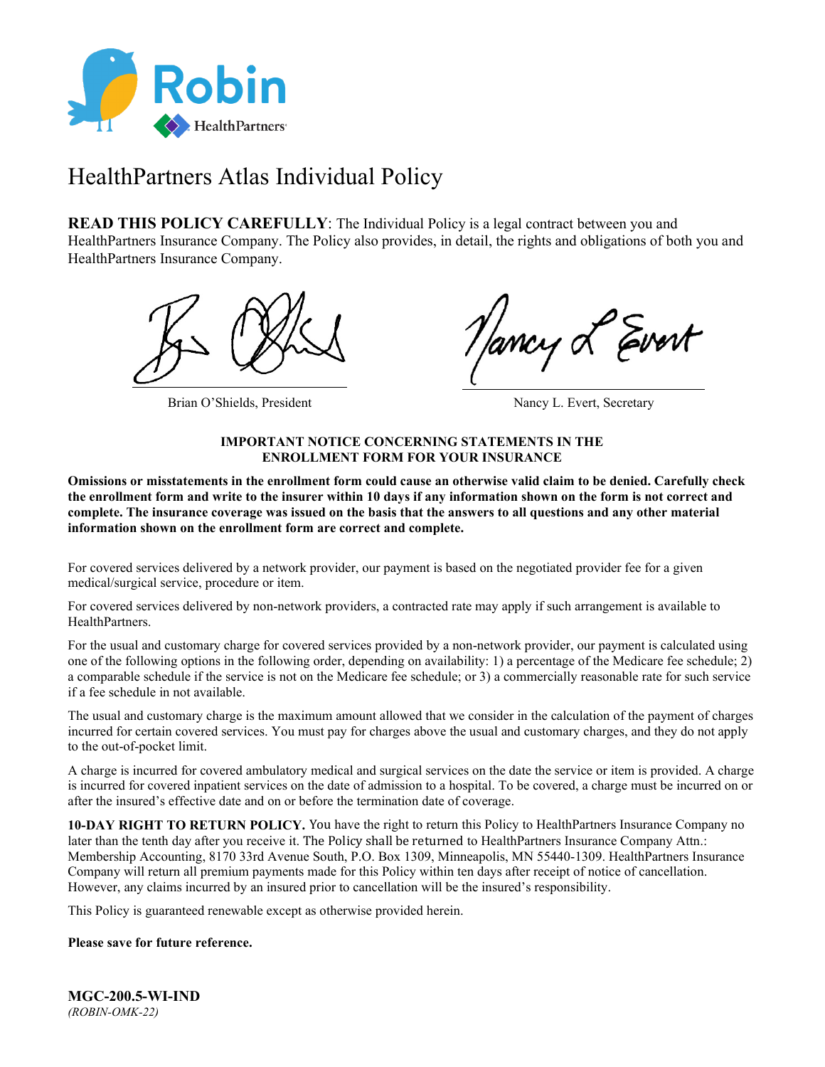# HealthPartners Atlas Individual Policy

**READ THIS POLICY CAREFULLY**: The Individual Policy is a legal contract between you and HealthPartners Insurance Company. The Policy also provides, in detail, the rights and obligations of both you and HealthPartners Insurance Company.

Brian O'Shields, President

Nancy L. Evert, Secretary

**IMPORTANT NOTICE CONCERNING STATEMENTS IN THE ENROLLMENT FORM FOR YOUR INSURANCE**

**Omissions or misstatements in the enrollment form could cause an otherwise valid claim to be denied. Carefully check the enrollment form and write to the insurer within 10 days if any information shown on the form is not correct and complete. The insurance coverage was issued on the basis that the answers to all questions and any other material information shown on the enrollment form are correct and complete.**

For covered services delivered by a network provider, our payment is based on the negotiated provider fee for a given medical/surgical service, procedure or item.

For covered services delivered by non-network providers, a contracted rate may apply if such arrangement is available to HealthPartners.

For the usual and customary charge for covered services provided by a non-network provider, our payment is calculated using one of the following options in the following order, depending on availability: 1) a percentage of the Medicare fee schedule; 2) a comparable schedule if the service is not on the Medicare fee schedule; or 3) a commercially reasonable rate for such service if a fee schedule in not available.

The usual and customary charge is the maximum amount allowed that we consider in the calculation of the payment of charges incurred for certain covered services. You must pay for charges above the usual and customary charges, and they do not apply to the out-of-pocket limit.

A charge is incurred for covered ambulatory medical and surgical services on the date the service or item is provided. A charge is incurred for covered inpatient services on the date of admission to a hospital. To be covered, a charge must be incurred on or after the insured's effective date and on or before the termination date of coverage.

**10-DAY RIGHT TO RETURN POLICY.** You have the right to return this Policy to HealthPartners Insurance Company no later than the tenth day after you receive it. The Policy shall be returned to HealthPartners Insurance Company Attn.: Membership Accounting, 8170 33rd Avenue South, P.O. Box 1309, Minneapolis, MN 55440-1309. HealthPartners Insurance Company will return all premium payments made for this Policy within ten days after receipt of notice of cancellation. However, any claims incurred by an insured prior to cancellation will be the insured's responsibility.

This Policy is guaranteed renewable except as otherwise provided herein.

**Please save for future reference.**

**MGC-200.5-WI-IND**
*(ROBIN-OMK-22)*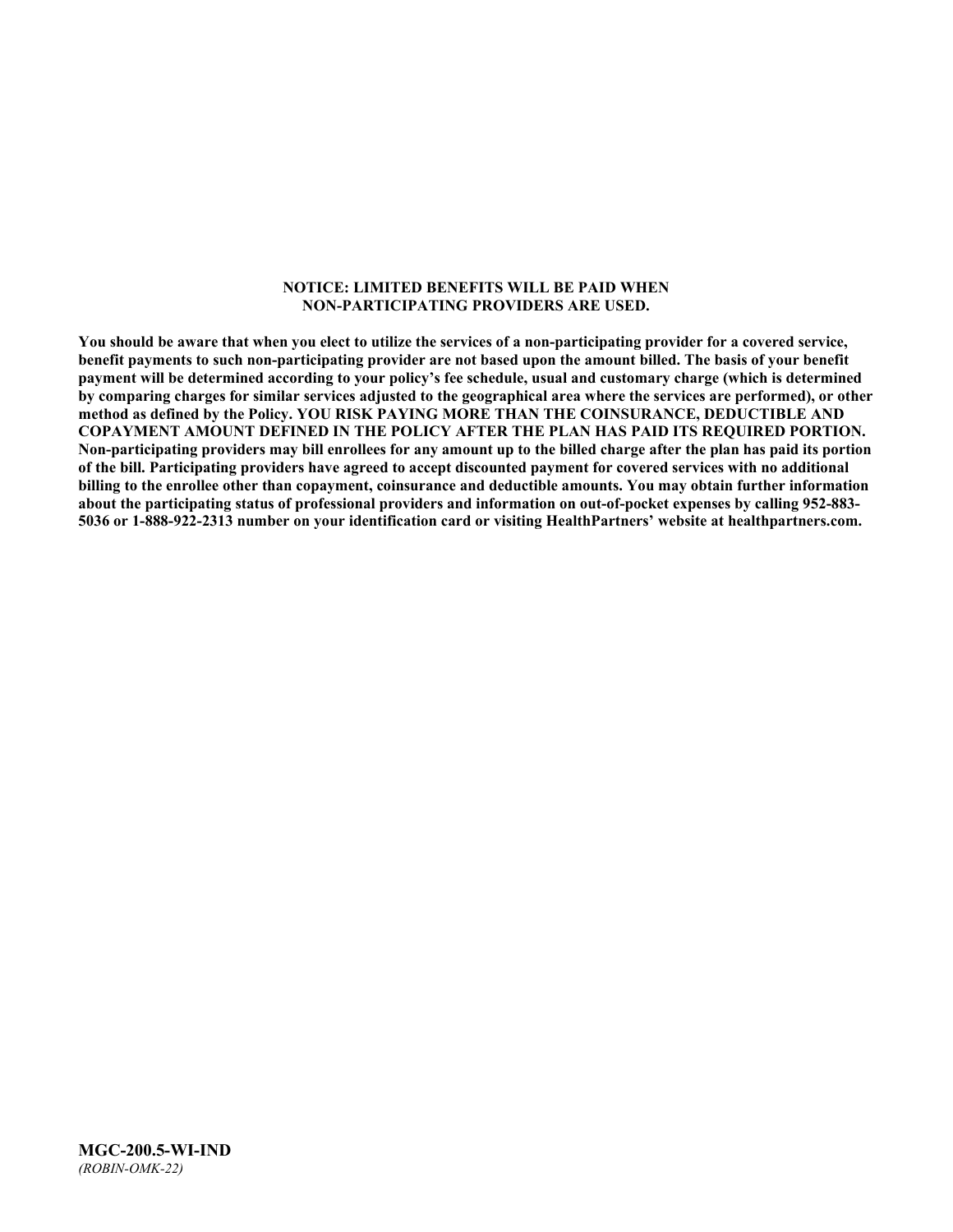**NOTICE: LIMITED BENEFITS WILL BE PAID WHEN NON-PARTICIPATING PROVIDERS ARE USED.**

**You should be aware that when you elect to utilize the services of a non-participating provider for a covered service, benefit payments to such non-participating provider are not based upon the amount billed. The basis of your benefit payment will be determined according to your policy's fee schedule, usual and customary charge (which is determined by comparing charges for similar services adjusted to the geographical area where the services are performed), or other method as defined by the Policy. YOU RISK PAYING MORE THAN THE COINSURANCE, DEDUCTIBLE AND COPAYMENT AMOUNT DEFINED IN THE POLICY AFTER THE PLAN HAS PAID ITS REQUIRED PORTION. Non-participating providers may bill enrollees for any amount up to the billed charge after the plan has paid its portion of the bill. Participating providers have agreed to accept discounted payment for covered services with no additional billing to the enrollee other than copayment, coinsurance and deductible amounts. You may obtain further information about the participating status of professional providers and information on out-of-pocket expenses by calling 952-883-5036 or 1-888-922-2313 number on your identification card or visiting HealthPartners' website at healthpartners.com.**

**MGC-200.5-WI-IND**
*(ROBIN-OMK-22)*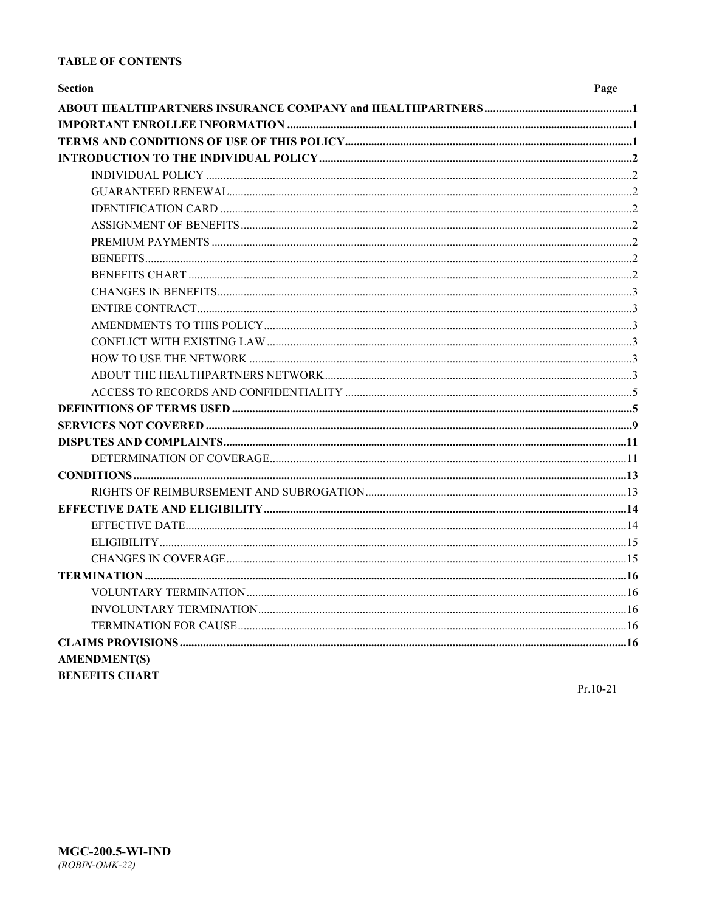**TABLE OF CONTENTS**

| Section | Page |
|---|---|
| **ABOUT HEALTHPARTNERS INSURANCE COMPANY and HEALTHPARTNERS** | **1** |
| **IMPORTANT ENROLLEE INFORMATION** | **1** |
| **TERMS AND CONDITIONS OF USE OF THIS POLICY** | **1** |
| **INTRODUCTION TO THE INDIVIDUAL POLICY** | **2** |
| INDIVIDUAL POLICY | 2 |
| GUARANTEED RENEWAL | 2 |
| IDENTIFICATION CARD | 2 |
| ASSIGNMENT OF BENEFITS | 2 |
| PREMIUM PAYMENTS | 2 |
| BENEFITS | 2 |
| BENEFITS CHART | 2 |
| CHANGES IN BENEFITS | 3 |
| ENTIRE CONTRACT | 3 |
| AMENDMENTS TO THIS POLICY | 3 |
| CONFLICT WITH EXISTING LAW | 3 |
| HOW TO USE THE NETWORK | 3 |
| ABOUT THE HEALTHPARTNERS NETWORK | 3 |
| ACCESS TO RECORDS AND CONFIDENTIALITY | 5 |
| **DEFINITIONS OF TERMS USED** | **5** |
| **SERVICES NOT COVERED** | **9** |
| **DISPUTES AND COMPLAINTS** | **11** |
| DETERMINATION OF COVERAGE | 11 |
| **CONDITIONS** | **13** |
| RIGHTS OF REIMBURSEMENT AND SUBROGATION | 13 |
| **EFFECTIVE DATE AND ELIGIBILITY** | **14** |
| EFFECTIVE DATE | 14 |
| ELIGIBILITY | 15 |
| CHANGES IN COVERAGE | 15 |
| **TERMINATION** | **16** |
| VOLUNTARY TERMINATION | 16 |
| INVOLUNTARY TERMINATION | 16 |
| TERMINATION FOR CAUSE | 16 |
| **CLAIMS PROVISIONS** | **16** |
| **AMENDMENT(S)** | |
| **BENEFITS CHART** | |

Pr.10-21

**MGC-200.5-WI-IND**
*(ROBIN-OMK-22)*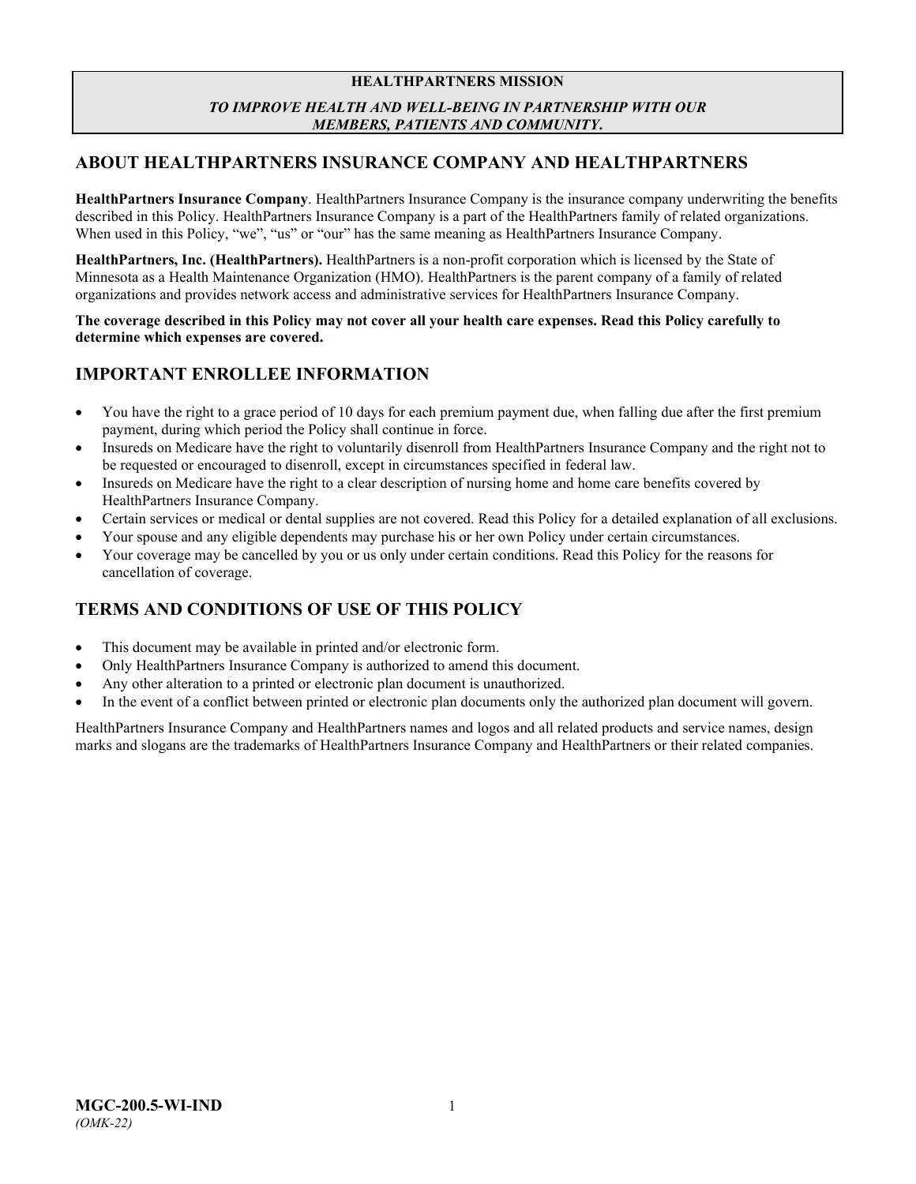**HEALTHPARTNERS MISSION**

***TO IMPROVE HEALTH AND WELL-BEING IN PARTNERSHIP WITH OUR MEMBERS, PATIENTS AND COMMUNITY.***

## ABOUT HEALTHPARTNERS INSURANCE COMPANY AND HEALTHPARTNERS

**HealthPartners Insurance Company**. HealthPartners Insurance Company is the insurance company underwriting the benefits described in this Policy. HealthPartners Insurance Company is a part of the HealthPartners family of related organizations. When used in this Policy, "we", "us" or "our" has the same meaning as HealthPartners Insurance Company.

**HealthPartners, Inc. (HealthPartners).** HealthPartners is a non-profit corporation which is licensed by the State of Minnesota as a Health Maintenance Organization (HMO). HealthPartners is the parent company of a family of related organizations and provides network access and administrative services for HealthPartners Insurance Company.

**The coverage described in this Policy may not cover all your health care expenses. Read this Policy carefully to determine which expenses are covered.**

## IMPORTANT ENROLLEE INFORMATION

- You have the right to a grace period of 10 days for each premium payment due, when falling due after the first premium payment, during which period the Policy shall continue in force.
- Insureds on Medicare have the right to voluntarily disenroll from HealthPartners Insurance Company and the right not to be requested or encouraged to disenroll, except in circumstances specified in federal law.
- Insureds on Medicare have the right to a clear description of nursing home and home care benefits covered by HealthPartners Insurance Company.
- Certain services or medical or dental supplies are not covered. Read this Policy for a detailed explanation of all exclusions.
- Your spouse and any eligible dependents may purchase his or her own Policy under certain circumstances.
- Your coverage may be cancelled by you or us only under certain conditions. Read this Policy for the reasons for cancellation of coverage.

## TERMS AND CONDITIONS OF USE OF THIS POLICY

- This document may be available in printed and/or electronic form.
- Only HealthPartners Insurance Company is authorized to amend this document.
- Any other alteration to a printed or electronic plan document is unauthorized.
- In the event of a conflict between printed or electronic plan documents only the authorized plan document will govern.

HealthPartners Insurance Company and HealthPartners names and logos and all related products and service names, design marks and slogans are the trademarks of HealthPartners Insurance Company and HealthPartners or their related companies.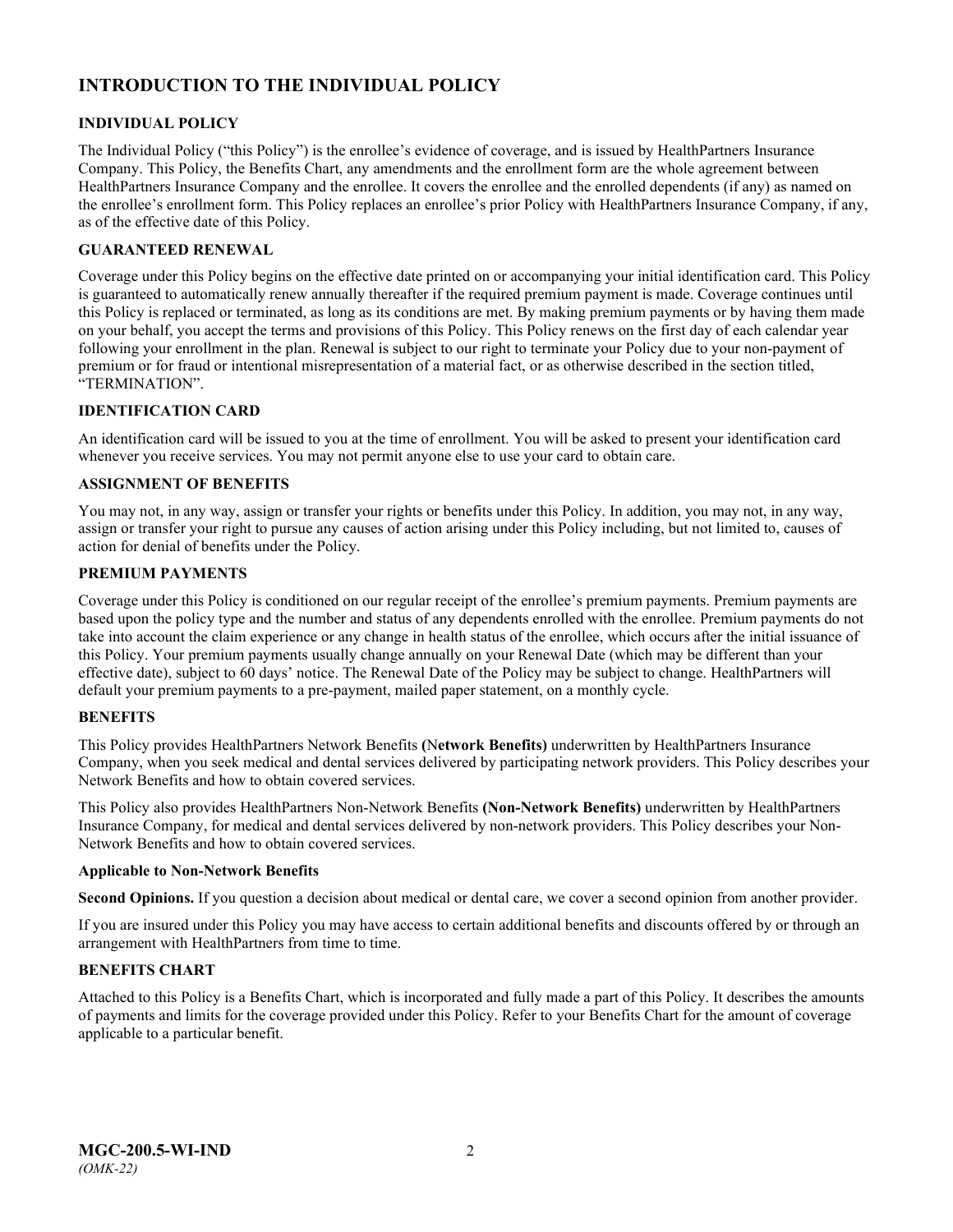## INTRODUCTION TO THE INDIVIDUAL POLICY

### INDIVIDUAL POLICY

The Individual Policy ("this Policy") is the enrollee's evidence of coverage, and is issued by HealthPartners Insurance Company. This Policy, the Benefits Chart, any amendments and the enrollment form are the whole agreement between HealthPartners Insurance Company and the enrollee. It covers the enrollee and the enrolled dependents (if any) as named on the enrollee's enrollment form. This Policy replaces an enrollee's prior Policy with HealthPartners Insurance Company, if any, as of the effective date of this Policy.

### GUARANTEED RENEWAL

Coverage under this Policy begins on the effective date printed on or accompanying your initial identification card. This Policy is guaranteed to automatically renew annually thereafter if the required premium payment is made. Coverage continues until this Policy is replaced or terminated, as long as its conditions are met. By making premium payments or by having them made on your behalf, you accept the terms and provisions of this Policy. This Policy renews on the first day of each calendar year following your enrollment in the plan. Renewal is subject to our right to terminate your Policy due to your non-payment of premium or for fraud or intentional misrepresentation of a material fact, or as otherwise described in the section titled, "TERMINATION".

### IDENTIFICATION CARD

An identification card will be issued to you at the time of enrollment. You will be asked to present your identification card whenever you receive services. You may not permit anyone else to use your card to obtain care.

### ASSIGNMENT OF BENEFITS

You may not, in any way, assign or transfer your rights or benefits under this Policy. In addition, you may not, in any way, assign or transfer your right to pursue any causes of action arising under this Policy including, but not limited to, causes of action for denial of benefits under the Policy.

### PREMIUM PAYMENTS

Coverage under this Policy is conditioned on our regular receipt of the enrollee's premium payments. Premium payments are based upon the policy type and the number and status of any dependents enrolled with the enrollee. Premium payments do not take into account the claim experience or any change in health status of the enrollee, which occurs after the initial issuance of this Policy. Your premium payments usually change annually on your Renewal Date (which may be different than your effective date), subject to 60 days' notice. The Renewal Date of the Policy may be subject to change. HealthPartners will default your premium payments to a pre-payment, mailed paper statement, on a monthly cycle.

### BENEFITS

This Policy provides HealthPartners Network Benefits **(Network Benefits)** underwritten by HealthPartners Insurance Company, when you seek medical and dental services delivered by participating network providers. This Policy describes your Network Benefits and how to obtain covered services.

This Policy also provides HealthPartners Non-Network Benefits **(Non-Network Benefits)** underwritten by HealthPartners Insurance Company, for medical and dental services delivered by non-network providers. This Policy describes your Non-Network Benefits and how to obtain covered services.

#### Applicable to Non-Network Benefits

**Second Opinions.** If you question a decision about medical or dental care, we cover a second opinion from another provider.

If you are insured under this Policy you may have access to certain additional benefits and discounts offered by or through an arrangement with HealthPartners from time to time.

### BENEFITS CHART

Attached to this Policy is a Benefits Chart, which is incorporated and fully made a part of this Policy. It describes the amounts of payments and limits for the coverage provided under this Policy. Refer to your Benefits Chart for the amount of coverage applicable to a particular benefit.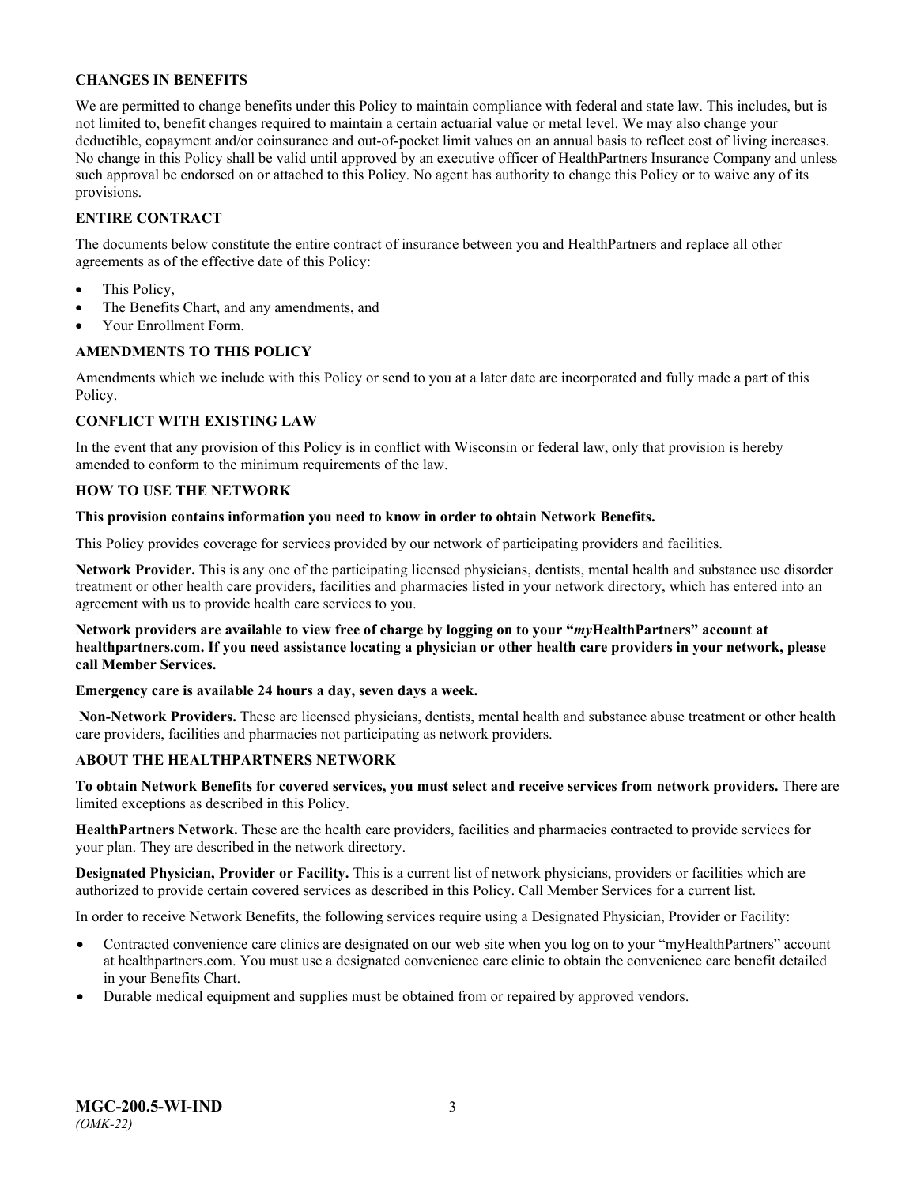**CHANGES IN BENEFITS**

We are permitted to change benefits under this Policy to maintain compliance with federal and state law. This includes, but is not limited to, benefit changes required to maintain a certain actuarial value or metal level. We may also change your deductible, copayment and/or coinsurance and out-of-pocket limit values on an annual basis to reflect cost of living increases. No change in this Policy shall be valid until approved by an executive officer of HealthPartners Insurance Company and unless such approval be endorsed on or attached to this Policy. No agent has authority to change this Policy or to waive any of its provisions.

**ENTIRE CONTRACT**

The documents below constitute the entire contract of insurance between you and HealthPartners and replace all other agreements as of the effective date of this Policy:

- This Policy,
- The Benefits Chart, and any amendments, and
- Your Enrollment Form.

**AMENDMENTS TO THIS POLICY**

Amendments which we include with this Policy or send to you at a later date are incorporated and fully made a part of this Policy.

**CONFLICT WITH EXISTING LAW**

In the event that any provision of this Policy is in conflict with Wisconsin or federal law, only that provision is hereby amended to conform to the minimum requirements of the law.

**HOW TO USE THE NETWORK**

**This provision contains information you need to know in order to obtain Network Benefits.**

This Policy provides coverage for services provided by our network of participating providers and facilities.

**Network Provider.** This is any one of the participating licensed physicians, dentists, mental health and substance use disorder treatment or other health care providers, facilities and pharmacies listed in your network directory, which has entered into an agreement with us to provide health care services to you.

**Network providers are available to view free of charge by logging on to your "*my*HealthPartners" account at healthpartners.com. If you need assistance locating a physician or other health care providers in your network, please call Member Services.**

**Emergency care is available 24 hours a day, seven days a week.**

**Non-Network Providers.** These are licensed physicians, dentists, mental health and substance abuse treatment or other health care providers, facilities and pharmacies not participating as network providers.

**ABOUT THE HEALTHPARTNERS NETWORK**

**To obtain Network Benefits for covered services, you must select and receive services from network providers.** There are limited exceptions as described in this Policy.

**HealthPartners Network.** These are the health care providers, facilities and pharmacies contracted to provide services for your plan. They are described in the network directory.

**Designated Physician, Provider or Facility.** This is a current list of network physicians, providers or facilities which are authorized to provide certain covered services as described in this Policy. Call Member Services for a current list.

In order to receive Network Benefits, the following services require using a Designated Physician, Provider or Facility:

- Contracted convenience care clinics are designated on our web site when you log on to your "myHealthPartners" account at healthpartners.com. You must use a designated convenience care clinic to obtain the convenience care benefit detailed in your Benefits Chart.
- Durable medical equipment and supplies must be obtained from or repaired by approved vendors.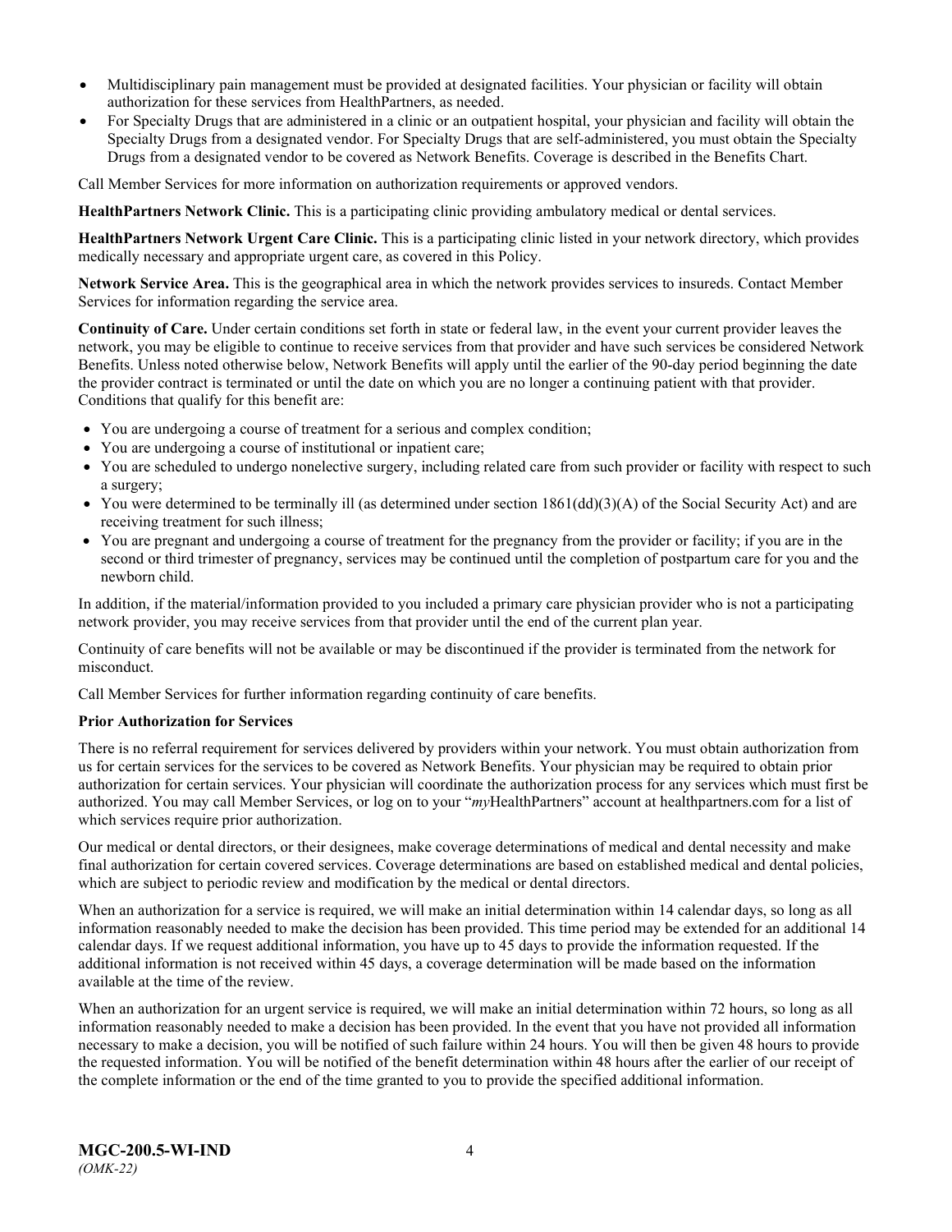- Multidisciplinary pain management must be provided at designated facilities. Your physician or facility will obtain authorization for these services from HealthPartners, as needed.
- For Specialty Drugs that are administered in a clinic or an outpatient hospital, your physician and facility will obtain the Specialty Drugs from a designated vendor. For Specialty Drugs that are self-administered, you must obtain the Specialty Drugs from a designated vendor to be covered as Network Benefits. Coverage is described in the Benefits Chart.

Call Member Services for more information on authorization requirements or approved vendors.

**HealthPartners Network Clinic.** This is a participating clinic providing ambulatory medical or dental services.

**HealthPartners Network Urgent Care Clinic.** This is a participating clinic listed in your network directory, which provides medically necessary and appropriate urgent care, as covered in this Policy.

**Network Service Area.** This is the geographical area in which the network provides services to insureds. Contact Member Services for information regarding the service area.

**Continuity of Care.** Under certain conditions set forth in state or federal law, in the event your current provider leaves the network, you may be eligible to continue to receive services from that provider and have such services be considered Network Benefits. Unless noted otherwise below, Network Benefits will apply until the earlier of the 90-day period beginning the date the provider contract is terminated or until the date on which you are no longer a continuing patient with that provider. Conditions that qualify for this benefit are:

- You are undergoing a course of treatment for a serious and complex condition;
- You are undergoing a course of institutional or inpatient care;
- You are scheduled to undergo nonelective surgery, including related care from such provider or facility with respect to such a surgery;
- You were determined to be terminally ill (as determined under section 1861(dd)(3)(A) of the Social Security Act) and are receiving treatment for such illness;
- You are pregnant and undergoing a course of treatment for the pregnancy from the provider or facility; if you are in the second or third trimester of pregnancy, services may be continued until the completion of postpartum care for you and the newborn child.

In addition, if the material/information provided to you included a primary care physician provider who is not a participating network provider, you may receive services from that provider until the end of the current plan year.

Continuity of care benefits will not be available or may be discontinued if the provider is terminated from the network for misconduct.

Call Member Services for further information regarding continuity of care benefits.

**Prior Authorization for Services**

There is no referral requirement for services delivered by providers within your network. You must obtain authorization from us for certain services for the services to be covered as Network Benefits. Your physician may be required to obtain prior authorization for certain services. Your physician will coordinate the authorization process for any services which must first be authorized. You may call Member Services, or log on to your "*my*HealthPartners" account at healthpartners.com for a list of which services require prior authorization.

Our medical or dental directors, or their designees, make coverage determinations of medical and dental necessity and make final authorization for certain covered services. Coverage determinations are based on established medical and dental policies, which are subject to periodic review and modification by the medical or dental directors.

When an authorization for a service is required, we will make an initial determination within 14 calendar days, so long as all information reasonably needed to make the decision has been provided. This time period may be extended for an additional 14 calendar days. If we request additional information, you have up to 45 days to provide the information requested. If the additional information is not received within 45 days, a coverage determination will be made based on the information available at the time of the review.

When an authorization for an urgent service is required, we will make an initial determination within 72 hours, so long as all information reasonably needed to make a decision has been provided. In the event that you have not provided all information necessary to make a decision, you will be notified of such failure within 24 hours. You will then be given 48 hours to provide the requested information. You will be notified of the benefit determination within 48 hours after the earlier of our receipt of the complete information or the end of the time granted to you to provide the specified additional information.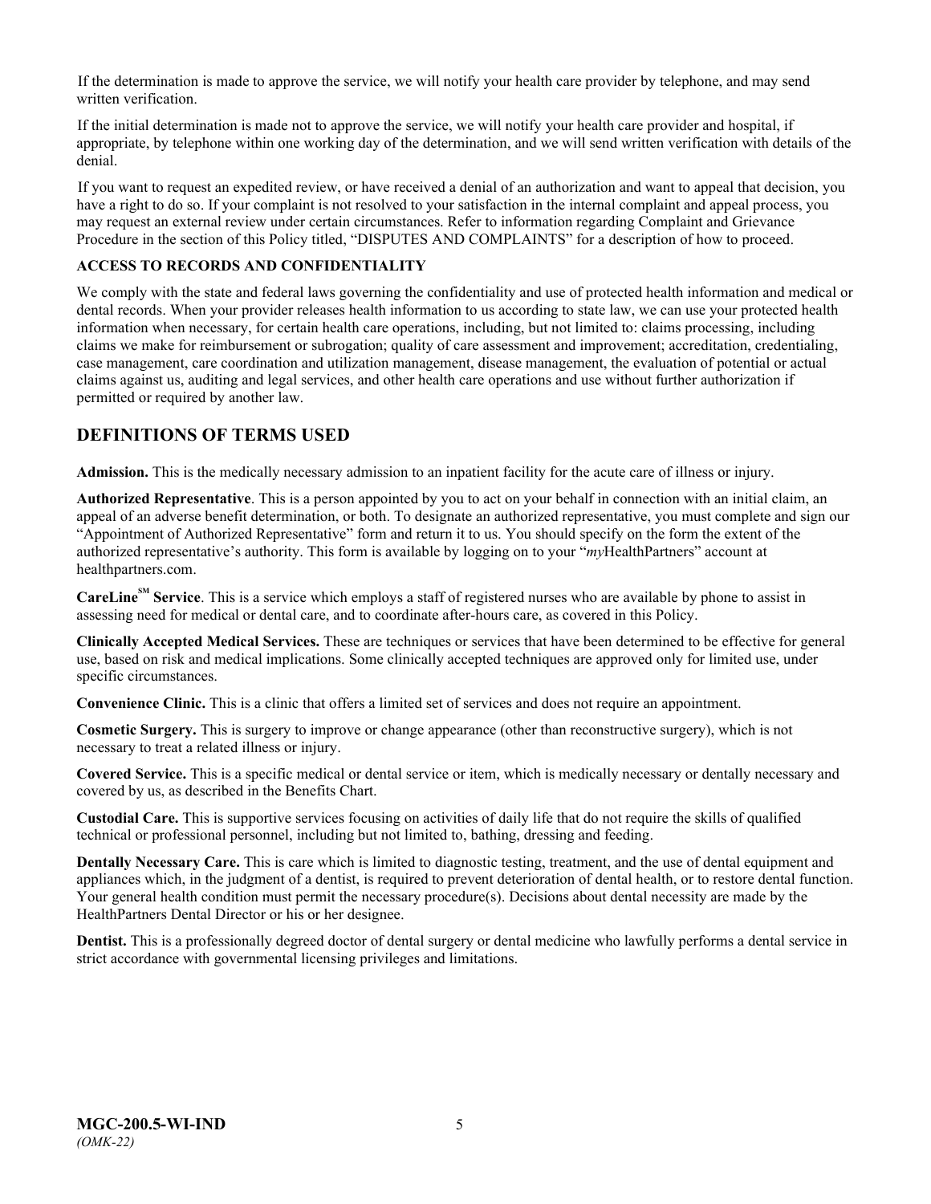If the determination is made to approve the service, we will notify your health care provider by telephone, and may send written verification.

If the initial determination is made not to approve the service, we will notify your health care provider and hospital, if appropriate, by telephone within one working day of the determination, and we will send written verification with details of the denial.

If you want to request an expedited review, or have received a denial of an authorization and want to appeal that decision, you have a right to do so. If your complaint is not resolved to your satisfaction in the internal complaint and appeal process, you may request an external review under certain circumstances. Refer to information regarding Complaint and Grievance Procedure in the section of this Policy titled, "DISPUTES AND COMPLAINTS" for a description of how to proceed.

**ACCESS TO RECORDS AND CONFIDENTIALITY**

We comply with the state and federal laws governing the confidentiality and use of protected health information and medical or dental records. When your provider releases health information to us according to state law, we can use your protected health information when necessary, for certain health care operations, including, but not limited to: claims processing, including claims we make for reimbursement or subrogation; quality of care assessment and improvement; accreditation, credentialing, case management, care coordination and utilization management, disease management, the evaluation of potential or actual claims against us, auditing and legal services, and other health care operations and use without further authorization if permitted or required by another law.

## DEFINITIONS OF TERMS USED

**Admission.** This is the medically necessary admission to an inpatient facility for the acute care of illness or injury.

**Authorized Representative**. This is a person appointed by you to act on your behalf in connection with an initial claim, an appeal of an adverse benefit determination, or both. To designate an authorized representative, you must complete and sign our "Appointment of Authorized Representative" form and return it to us. You should specify on the form the extent of the authorized representative's authority. This form is available by logging on to your "*my*HealthPartners" account at healthpartners.com.

**CareLine℠ Service**. This is a service which employs a staff of registered nurses who are available by phone to assist in assessing need for medical or dental care, and to coordinate after-hours care, as covered in this Policy.

**Clinically Accepted Medical Services.** These are techniques or services that have been determined to be effective for general use, based on risk and medical implications. Some clinically accepted techniques are approved only for limited use, under specific circumstances.

**Convenience Clinic.** This is a clinic that offers a limited set of services and does not require an appointment.

**Cosmetic Surgery.** This is surgery to improve or change appearance (other than reconstructive surgery), which is not necessary to treat a related illness or injury.

**Covered Service.** This is a specific medical or dental service or item, which is medically necessary or dentally necessary and covered by us, as described in the Benefits Chart.

**Custodial Care.** This is supportive services focusing on activities of daily life that do not require the skills of qualified technical or professional personnel, including but not limited to, bathing, dressing and feeding.

**Dentally Necessary Care.** This is care which is limited to diagnostic testing, treatment, and the use of dental equipment and appliances which, in the judgment of a dentist, is required to prevent deterioration of dental health, or to restore dental function. Your general health condition must permit the necessary procedure(s). Decisions about dental necessity are made by the HealthPartners Dental Director or his or her designee.

**Dentist.** This is a professionally degreed doctor of dental surgery or dental medicine who lawfully performs a dental service in strict accordance with governmental licensing privileges and limitations.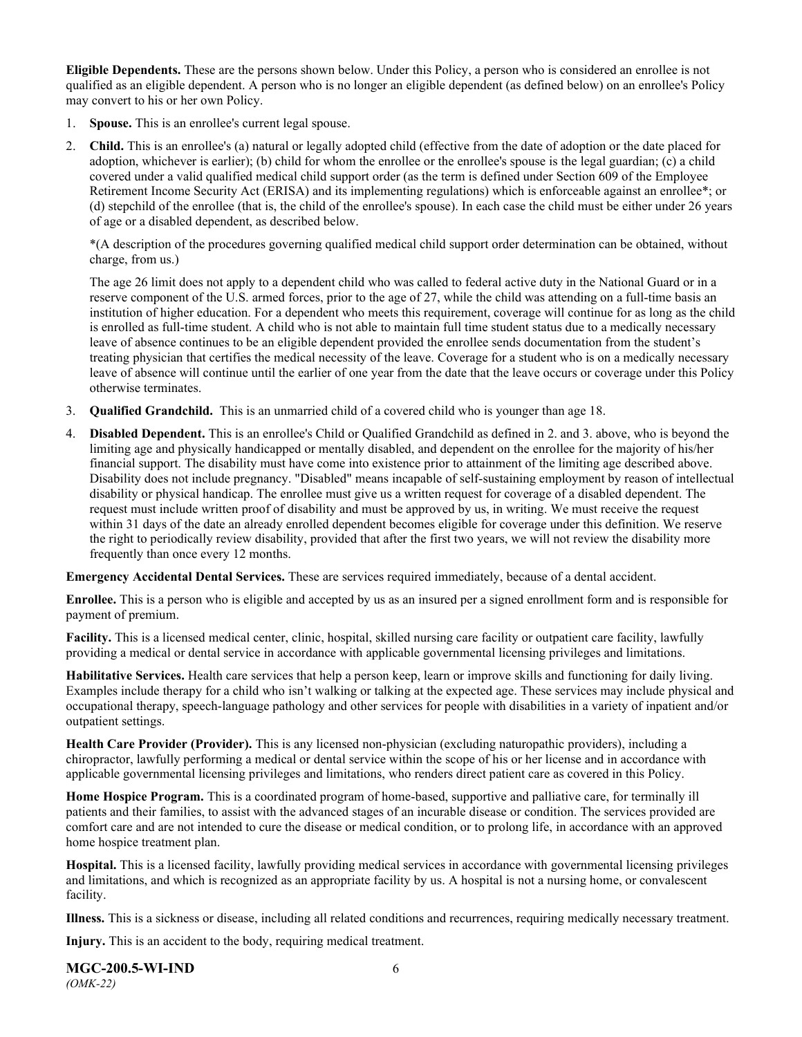**Eligible Dependents.** These are the persons shown below. Under this Policy, a person who is considered an enrollee is not qualified as an eligible dependent. A person who is no longer an eligible dependent (as defined below) on an enrollee's Policy may convert to his or her own Policy.

1. **Spouse.** This is an enrollee's current legal spouse.
2. **Child.** This is an enrollee's (a) natural or legally adopted child (effective from the date of adoption or the date placed for adoption, whichever is earlier); (b) child for whom the enrollee or the enrollee's spouse is the legal guardian; (c) a child covered under a valid qualified medical child support order (as the term is defined under Section 609 of the Employee Retirement Income Security Act (ERISA) and its implementing regulations) which is enforceable against an enrollee*; or (d) stepchild of the enrollee (that is, the child of the enrollee's spouse). In each case the child must be either under 26 years of age or a disabled dependent, as described below.

   *(A description of the procedures governing qualified medical child support order determination can be obtained, without charge, from us.)

   The age 26 limit does not apply to a dependent child who was called to federal active duty in the National Guard or in a reserve component of the U.S. armed forces, prior to the age of 27, while the child was attending on a full-time basis an institution of higher education. For a dependent who meets this requirement, coverage will continue for as long as the child is enrolled as full-time student. A child who is not able to maintain full time student status due to a medically necessary leave of absence continues to be an eligible dependent provided the enrollee sends documentation from the student's treating physician that certifies the medical necessity of the leave. Coverage for a student who is on a medically necessary leave of absence will continue until the earlier of one year from the date that the leave occurs or coverage under this Policy otherwise terminates.
3. **Qualified Grandchild.** This is an unmarried child of a covered child who is younger than age 18.
4. **Disabled Dependent.** This is an enrollee's Child or Qualified Grandchild as defined in 2. and 3. above, who is beyond the limiting age and physically handicapped or mentally disabled, and dependent on the enrollee for the majority of his/her financial support. The disability must have come into existence prior to attainment of the limiting age described above. Disability does not include pregnancy. "Disabled" means incapable of self-sustaining employment by reason of intellectual disability or physical handicap. The enrollee must give us a written request for coverage of a disabled dependent. The request must include written proof of disability and must be approved by us, in writing. We must receive the request within 31 days of the date an already enrolled dependent becomes eligible for coverage under this definition. We reserve the right to periodically review disability, provided that after the first two years, we will not review the disability more frequently than once every 12 months.

**Emergency Accidental Dental Services.** These are services required immediately, because of a dental accident.

**Enrollee.** This is a person who is eligible and accepted by us as an insured per a signed enrollment form and is responsible for payment of premium.

**Facility.** This is a licensed medical center, clinic, hospital, skilled nursing care facility or outpatient care facility, lawfully providing a medical or dental service in accordance with applicable governmental licensing privileges and limitations.

**Habilitative Services.** Health care services that help a person keep, learn or improve skills and functioning for daily living. Examples include therapy for a child who isn't walking or talking at the expected age. These services may include physical and occupational therapy, speech-language pathology and other services for people with disabilities in a variety of inpatient and/or outpatient settings.

**Health Care Provider (Provider).** This is any licensed non-physician (excluding naturopathic providers), including a chiropractor, lawfully performing a medical or dental service within the scope of his or her license and in accordance with applicable governmental licensing privileges and limitations, who renders direct patient care as covered in this Policy.

**Home Hospice Program.** This is a coordinated program of home-based, supportive and palliative care, for terminally ill patients and their families, to assist with the advanced stages of an incurable disease or condition. The services provided are comfort care and are not intended to cure the disease or medical condition, or to prolong life, in accordance with an approved home hospice treatment plan.

**Hospital.** This is a licensed facility, lawfully providing medical services in accordance with governmental licensing privileges and limitations, and which is recognized as an appropriate facility by us. A hospital is not a nursing home, or convalescent facility.

**Illness.** This is a sickness or disease, including all related conditions and recurrences, requiring medically necessary treatment.

**Injury.** This is an accident to the body, requiring medical treatment.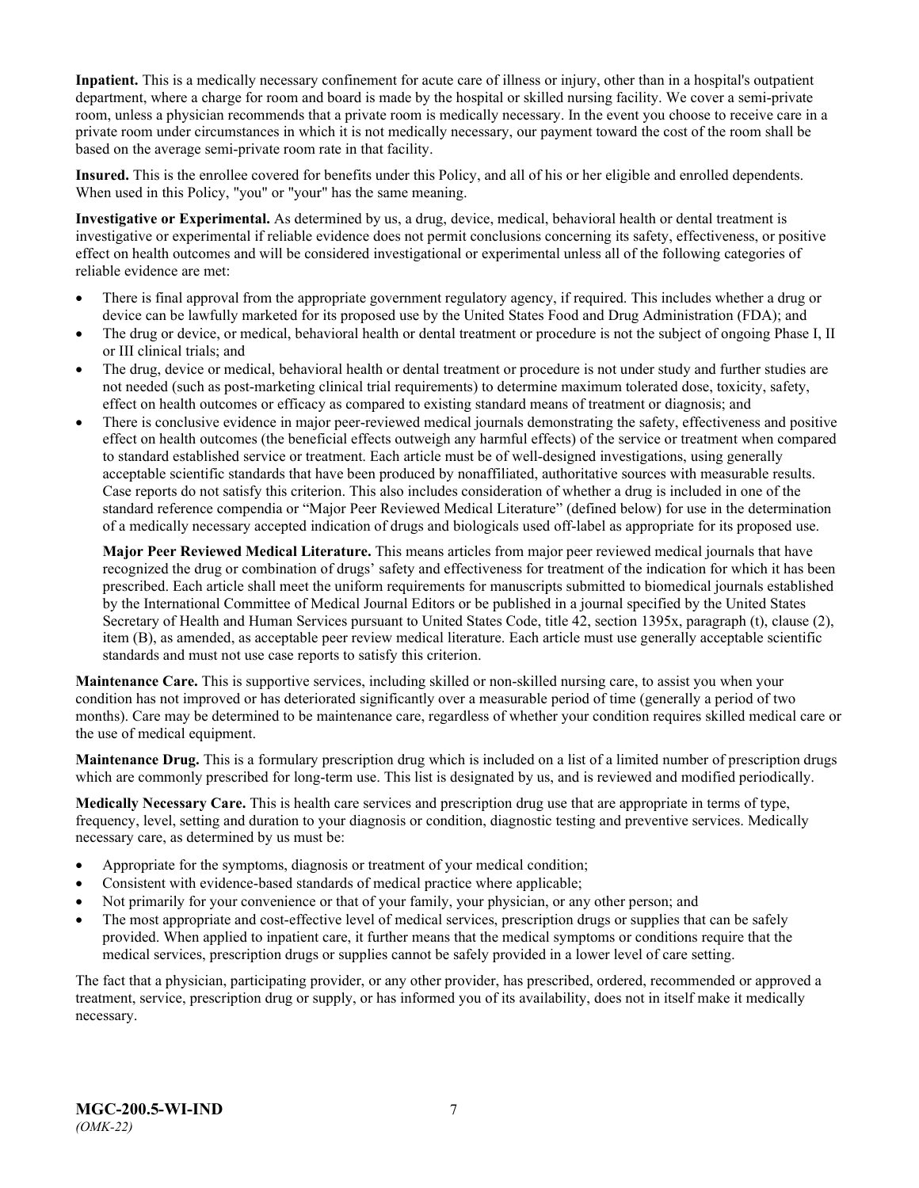**Inpatient.** This is a medically necessary confinement for acute care of illness or injury, other than in a hospital's outpatient department, where a charge for room and board is made by the hospital or skilled nursing facility. We cover a semi-private room, unless a physician recommends that a private room is medically necessary. In the event you choose to receive care in a private room under circumstances in which it is not medically necessary, our payment toward the cost of the room shall be based on the average semi-private room rate in that facility.

**Insured.** This is the enrollee covered for benefits under this Policy, and all of his or her eligible and enrolled dependents. When used in this Policy, "you" or "your" has the same meaning.

**Investigative or Experimental.** As determined by us, a drug, device, medical, behavioral health or dental treatment is investigative or experimental if reliable evidence does not permit conclusions concerning its safety, effectiveness, or positive effect on health outcomes and will be considered investigational or experimental unless all of the following categories of reliable evidence are met:

- There is final approval from the appropriate government regulatory agency, if required. This includes whether a drug or device can be lawfully marketed for its proposed use by the United States Food and Drug Administration (FDA); and
- The drug or device, or medical, behavioral health or dental treatment or procedure is not the subject of ongoing Phase I, II or III clinical trials; and
- The drug, device or medical, behavioral health or dental treatment or procedure is not under study and further studies are not needed (such as post-marketing clinical trial requirements) to determine maximum tolerated dose, toxicity, safety, effect on health outcomes or efficacy as compared to existing standard means of treatment or diagnosis; and
- There is conclusive evidence in major peer-reviewed medical journals demonstrating the safety, effectiveness and positive effect on health outcomes (the beneficial effects outweigh any harmful effects) of the service or treatment when compared to standard established service or treatment. Each article must be of well-designed investigations, using generally acceptable scientific standards that have been produced by nonaffiliated, authoritative sources with measurable results. Case reports do not satisfy this criterion. This also includes consideration of whether a drug is included in one of the standard reference compendia or "Major Peer Reviewed Medical Literature" (defined below) for use in the determination of a medically necessary accepted indication of drugs and biologicals used off-label as appropriate for its proposed use.

  **Major Peer Reviewed Medical Literature.** This means articles from major peer reviewed medical journals that have recognized the drug or combination of drugs' safety and effectiveness for treatment of the indication for which it has been prescribed. Each article shall meet the uniform requirements for manuscripts submitted to biomedical journals established by the International Committee of Medical Journal Editors or be published in a journal specified by the United States Secretary of Health and Human Services pursuant to United States Code, title 42, section 1395x, paragraph (t), clause (2), item (B), as amended, as acceptable peer review medical literature. Each article must use generally acceptable scientific standards and must not use case reports to satisfy this criterion.

**Maintenance Care.** This is supportive services, including skilled or non-skilled nursing care, to assist you when your condition has not improved or has deteriorated significantly over a measurable period of time (generally a period of two months). Care may be determined to be maintenance care, regardless of whether your condition requires skilled medical care or the use of medical equipment.

**Maintenance Drug.** This is a formulary prescription drug which is included on a list of a limited number of prescription drugs which are commonly prescribed for long-term use. This list is designated by us, and is reviewed and modified periodically.

**Medically Necessary Care.** This is health care services and prescription drug use that are appropriate in terms of type, frequency, level, setting and duration to your diagnosis or condition, diagnostic testing and preventive services. Medically necessary care, as determined by us must be:

- Appropriate for the symptoms, diagnosis or treatment of your medical condition;
- Consistent with evidence-based standards of medical practice where applicable;
- Not primarily for your convenience or that of your family, your physician, or any other person; and
- The most appropriate and cost-effective level of medical services, prescription drugs or supplies that can be safely provided. When applied to inpatient care, it further means that the medical symptoms or conditions require that the medical services, prescription drugs or supplies cannot be safely provided in a lower level of care setting.

The fact that a physician, participating provider, or any other provider, has prescribed, ordered, recommended or approved a treatment, service, prescription drug or supply, or has informed you of its availability, does not in itself make it medically necessary.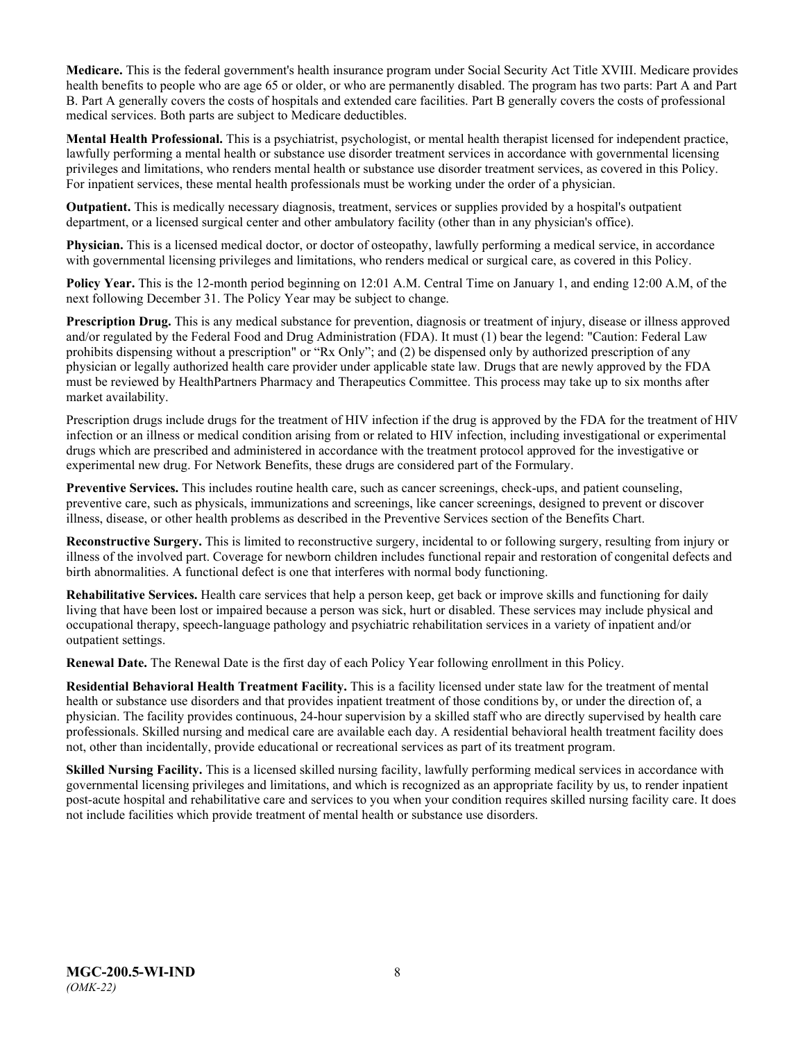**Medicare.** This is the federal government's health insurance program under Social Security Act Title XVIII. Medicare provides health benefits to people who are age 65 or older, or who are permanently disabled. The program has two parts: Part A and Part B. Part A generally covers the costs of hospitals and extended care facilities. Part B generally covers the costs of professional medical services. Both parts are subject to Medicare deductibles.

**Mental Health Professional.** This is a psychiatrist, psychologist, or mental health therapist licensed for independent practice, lawfully performing a mental health or substance use disorder treatment services in accordance with governmental licensing privileges and limitations, who renders mental health or substance use disorder treatment services, as covered in this Policy. For inpatient services, these mental health professionals must be working under the order of a physician.

**Outpatient.** This is medically necessary diagnosis, treatment, services or supplies provided by a hospital's outpatient department, or a licensed surgical center and other ambulatory facility (other than in any physician's office).

**Physician.** This is a licensed medical doctor, or doctor of osteopathy, lawfully performing a medical service, in accordance with governmental licensing privileges and limitations, who renders medical or surgical care, as covered in this Policy.

**Policy Year.** This is the 12-month period beginning on 12:01 A.M. Central Time on January 1, and ending 12:00 A.M, of the next following December 31. The Policy Year may be subject to change.

**Prescription Drug.** This is any medical substance for prevention, diagnosis or treatment of injury, disease or illness approved and/or regulated by the Federal Food and Drug Administration (FDA). It must (1) bear the legend: "Caution: Federal Law prohibits dispensing without a prescription" or "Rx Only"; and (2) be dispensed only by authorized prescription of any physician or legally authorized health care provider under applicable state law. Drugs that are newly approved by the FDA must be reviewed by HealthPartners Pharmacy and Therapeutics Committee. This process may take up to six months after market availability.

Prescription drugs include drugs for the treatment of HIV infection if the drug is approved by the FDA for the treatment of HIV infection or an illness or medical condition arising from or related to HIV infection, including investigational or experimental drugs which are prescribed and administered in accordance with the treatment protocol approved for the investigative or experimental new drug. For Network Benefits, these drugs are considered part of the Formulary.

**Preventive Services.** This includes routine health care, such as cancer screenings, check-ups, and patient counseling, preventive care, such as physicals, immunizations and screenings, like cancer screenings, designed to prevent or discover illness, disease, or other health problems as described in the Preventive Services section of the Benefits Chart.

**Reconstructive Surgery.** This is limited to reconstructive surgery, incidental to or following surgery, resulting from injury or illness of the involved part. Coverage for newborn children includes functional repair and restoration of congenital defects and birth abnormalities. A functional defect is one that interferes with normal body functioning.

**Rehabilitative Services.** Health care services that help a person keep, get back or improve skills and functioning for daily living that have been lost or impaired because a person was sick, hurt or disabled. These services may include physical and occupational therapy, speech-language pathology and psychiatric rehabilitation services in a variety of inpatient and/or outpatient settings.

**Renewal Date.** The Renewal Date is the first day of each Policy Year following enrollment in this Policy.

**Residential Behavioral Health Treatment Facility.** This is a facility licensed under state law for the treatment of mental health or substance use disorders and that provides inpatient treatment of those conditions by, or under the direction of, a physician. The facility provides continuous, 24-hour supervision by a skilled staff who are directly supervised by health care professionals. Skilled nursing and medical care are available each day. A residential behavioral health treatment facility does not, other than incidentally, provide educational or recreational services as part of its treatment program.

**Skilled Nursing Facility.** This is a licensed skilled nursing facility, lawfully performing medical services in accordance with governmental licensing privileges and limitations, and which is recognized as an appropriate facility by us, to render inpatient post-acute hospital and rehabilitative care and services to you when your condition requires skilled nursing facility care. It does not include facilities which provide treatment of mental health or substance use disorders.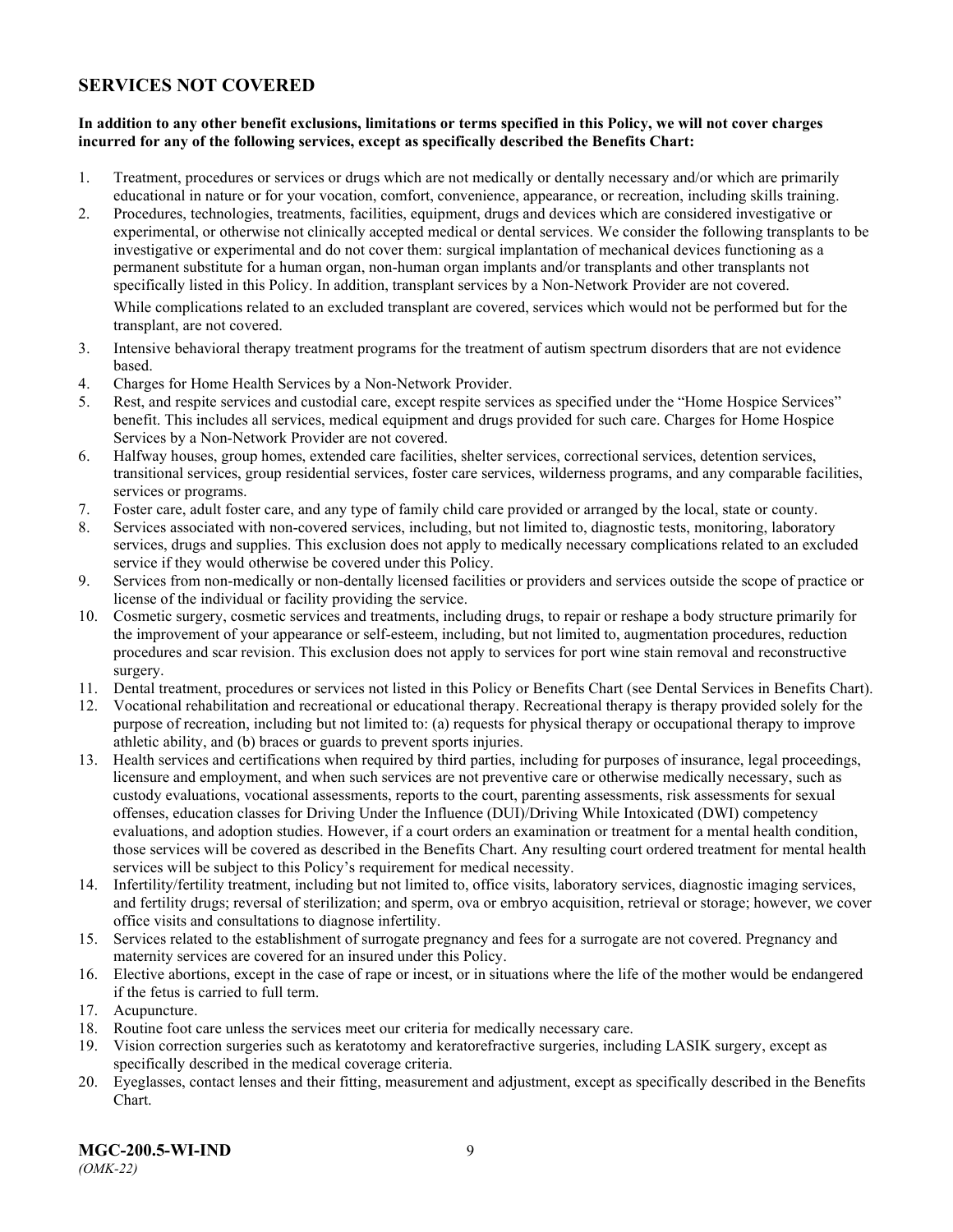## SERVICES NOT COVERED

**In addition to any other benefit exclusions, limitations or terms specified in this Policy, we will not cover charges incurred for any of the following services, except as specifically described the Benefits Chart:**

1. Treatment, procedures or services or drugs which are not medically or dentally necessary and/or which are primarily educational in nature or for your vocation, comfort, convenience, appearance, or recreation, including skills training.
2. Procedures, technologies, treatments, facilities, equipment, drugs and devices which are considered investigative or experimental, or otherwise not clinically accepted medical or dental services. We consider the following transplants to be investigative or experimental and do not cover them: surgical implantation of mechanical devices functioning as a permanent substitute for a human organ, non-human organ implants and/or transplants and other transplants not specifically listed in this Policy. In addition, transplant services by a Non-Network Provider are not covered.

   While complications related to an excluded transplant are covered, services which would not be performed but for the transplant, are not covered.
3. Intensive behavioral therapy treatment programs for the treatment of autism spectrum disorders that are not evidence based.
4. Charges for Home Health Services by a Non-Network Provider.
5. Rest, and respite services and custodial care, except respite services as specified under the "Home Hospice Services" benefit. This includes all services, medical equipment and drugs provided for such care. Charges for Home Hospice Services by a Non-Network Provider are not covered.
6. Halfway houses, group homes, extended care facilities, shelter services, correctional services, detention services, transitional services, group residential services, foster care services, wilderness programs, and any comparable facilities, services or programs.
7. Foster care, adult foster care, and any type of family child care provided or arranged by the local, state or county.
8. Services associated with non-covered services, including, but not limited to, diagnostic tests, monitoring, laboratory services, drugs and supplies. This exclusion does not apply to medically necessary complications related to an excluded service if they would otherwise be covered under this Policy.
9. Services from non-medically or non-dentally licensed facilities or providers and services outside the scope of practice or license of the individual or facility providing the service.
10. Cosmetic surgery, cosmetic services and treatments, including drugs, to repair or reshape a body structure primarily for the improvement of your appearance or self-esteem, including, but not limited to, augmentation procedures, reduction procedures and scar revision. This exclusion does not apply to services for port wine stain removal and reconstructive surgery.
11. Dental treatment, procedures or services not listed in this Policy or Benefits Chart (see Dental Services in Benefits Chart).
12. Vocational rehabilitation and recreational or educational therapy. Recreational therapy is therapy provided solely for the purpose of recreation, including but not limited to: (a) requests for physical therapy or occupational therapy to improve athletic ability, and (b) braces or guards to prevent sports injuries.
13. Health services and certifications when required by third parties, including for purposes of insurance, legal proceedings, licensure and employment, and when such services are not preventive care or otherwise medically necessary, such as custody evaluations, vocational assessments, reports to the court, parenting assessments, risk assessments for sexual offenses, education classes for Driving Under the Influence (DUI)/Driving While Intoxicated (DWI) competency evaluations, and adoption studies. However, if a court orders an examination or treatment for a mental health condition, those services will be covered as described in the Benefits Chart. Any resulting court ordered treatment for mental health services will be subject to this Policy's requirement for medical necessity.
14. Infertility/fertility treatment, including but not limited to, office visits, laboratory services, diagnostic imaging services, and fertility drugs; reversal of sterilization; and sperm, ova or embryo acquisition, retrieval or storage; however, we cover office visits and consultations to diagnose infertility.
15. Services related to the establishment of surrogate pregnancy and fees for a surrogate are not covered. Pregnancy and maternity services are covered for an insured under this Policy.
16. Elective abortions, except in the case of rape or incest, or in situations where the life of the mother would be endangered if the fetus is carried to full term.
17. Acupuncture.
18. Routine foot care unless the services meet our criteria for medically necessary care.
19. Vision correction surgeries such as keratotomy and keratorefractive surgeries, including LASIK surgery, except as specifically described in the medical coverage criteria.
20. Eyeglasses, contact lenses and their fitting, measurement and adjustment, except as specifically described in the Benefits Chart.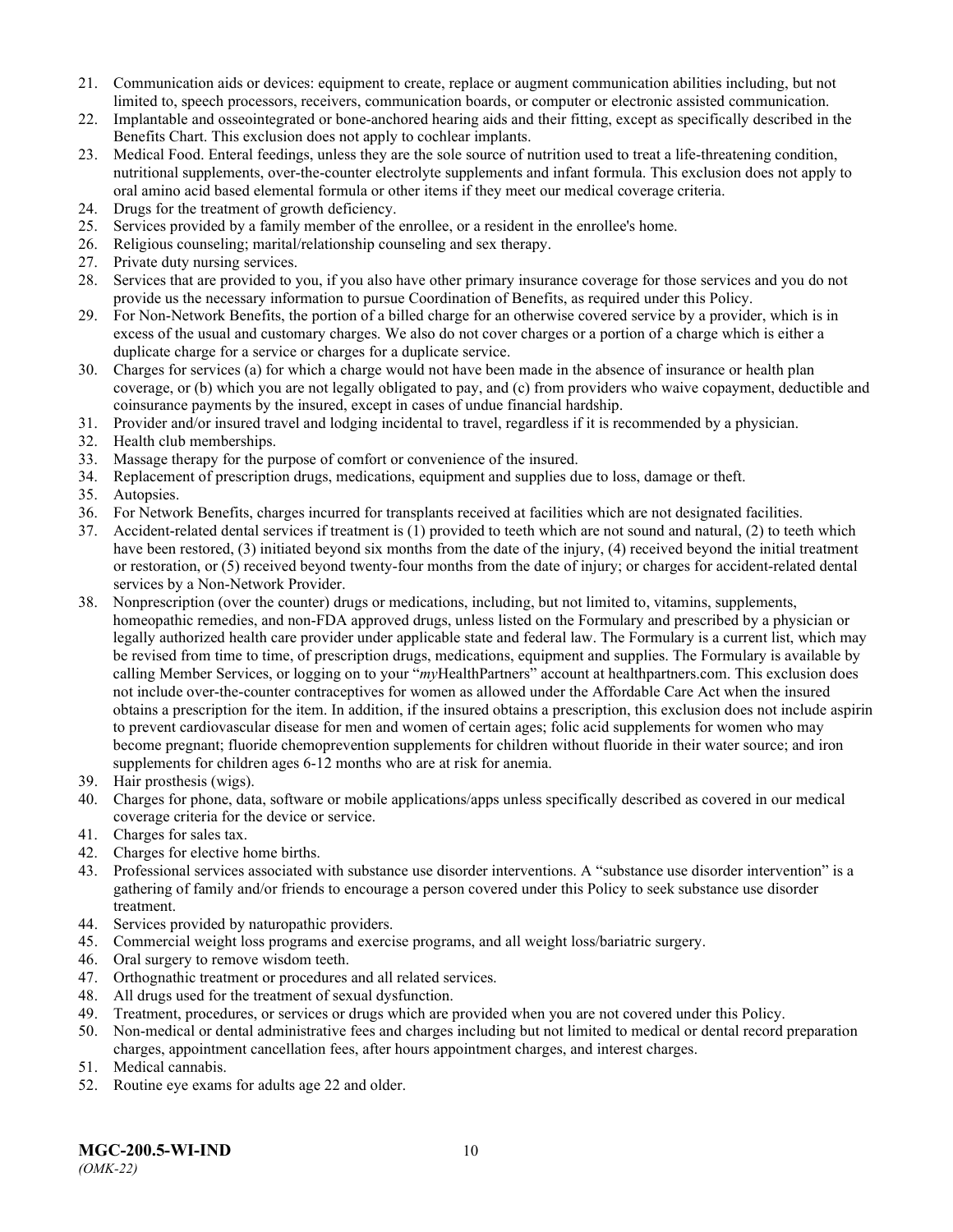21. Communication aids or devices: equipment to create, replace or augment communication abilities including, but not limited to, speech processors, receivers, communication boards, or computer or electronic assisted communication.
22. Implantable and osseointegrated or bone-anchored hearing aids and their fitting, except as specifically described in the Benefits Chart. This exclusion does not apply to cochlear implants.
23. Medical Food. Enteral feedings, unless they are the sole source of nutrition used to treat a life-threatening condition, nutritional supplements, over-the-counter electrolyte supplements and infant formula. This exclusion does not apply to oral amino acid based elemental formula or other items if they meet our medical coverage criteria.
24. Drugs for the treatment of growth deficiency.
25. Services provided by a family member of the enrollee, or a resident in the enrollee's home.
26. Religious counseling; marital/relationship counseling and sex therapy.
27. Private duty nursing services.
28. Services that are provided to you, if you also have other primary insurance coverage for those services and you do not provide us the necessary information to pursue Coordination of Benefits, as required under this Policy.
29. For Non-Network Benefits, the portion of a billed charge for an otherwise covered service by a provider, which is in excess of the usual and customary charges. We also do not cover charges or a portion of a charge which is either a duplicate charge for a service or charges for a duplicate service.
30. Charges for services (a) for which a charge would not have been made in the absence of insurance or health plan coverage, or (b) which you are not legally obligated to pay, and (c) from providers who waive copayment, deductible and coinsurance payments by the insured, except in cases of undue financial hardship.
31. Provider and/or insured travel and lodging incidental to travel, regardless if it is recommended by a physician.
32. Health club memberships.
33. Massage therapy for the purpose of comfort or convenience of the insured.
34. Replacement of prescription drugs, medications, equipment and supplies due to loss, damage or theft.
35. Autopsies.
36. For Network Benefits, charges incurred for transplants received at facilities which are not designated facilities.
37. Accident-related dental services if treatment is (1) provided to teeth which are not sound and natural, (2) to teeth which have been restored, (3) initiated beyond six months from the date of the injury, (4) received beyond the initial treatment or restoration, or (5) received beyond twenty-four months from the date of injury; or charges for accident-related dental services by a Non-Network Provider.
38. Nonprescription (over the counter) drugs or medications, including, but not limited to, vitamins, supplements, homeopathic remedies, and non-FDA approved drugs, unless listed on the Formulary and prescribed by a physician or legally authorized health care provider under applicable state and federal law. The Formulary is a current list, which may be revised from time to time, of prescription drugs, medications, equipment and supplies. The Formulary is available by calling Member Services, or logging on to your "*my*HealthPartners" account at healthpartners.com. This exclusion does not include over-the-counter contraceptives for women as allowed under the Affordable Care Act when the insured obtains a prescription for the item. In addition, if the insured obtains a prescription, this exclusion does not include aspirin to prevent cardiovascular disease for men and women of certain ages; folic acid supplements for women who may become pregnant; fluoride chemoprevention supplements for children without fluoride in their water source; and iron supplements for children ages 6-12 months who are at risk for anemia.
39. Hair prosthesis (wigs).
40. Charges for phone, data, software or mobile applications/apps unless specifically described as covered in our medical coverage criteria for the device or service.
41. Charges for sales tax.
42. Charges for elective home births.
43. Professional services associated with substance use disorder interventions. A "substance use disorder intervention" is a gathering of family and/or friends to encourage a person covered under this Policy to seek substance use disorder treatment.
44. Services provided by naturopathic providers.
45. Commercial weight loss programs and exercise programs, and all weight loss/bariatric surgery.
46. Oral surgery to remove wisdom teeth.
47. Orthognathic treatment or procedures and all related services.
48. All drugs used for the treatment of sexual dysfunction.
49. Treatment, procedures, or services or drugs which are provided when you are not covered under this Policy.
50. Non-medical or dental administrative fees and charges including but not limited to medical or dental record preparation charges, appointment cancellation fees, after hours appointment charges, and interest charges.
51. Medical cannabis.
52. Routine eye exams for adults age 22 and older.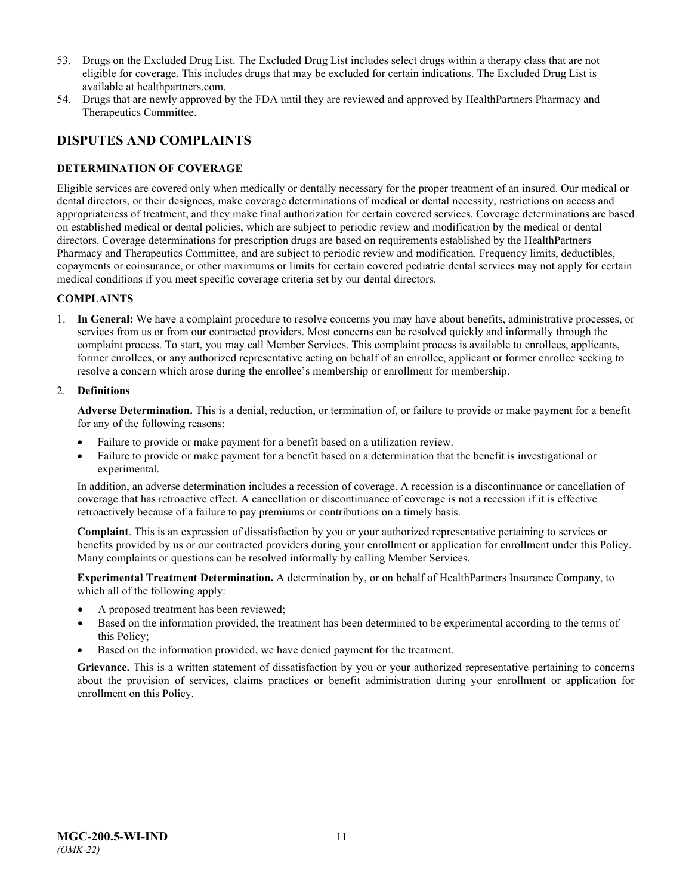53. Drugs on the Excluded Drug List. The Excluded Drug List includes select drugs within a therapy class that are not eligible for coverage. This includes drugs that may be excluded for certain indications. The Excluded Drug List is available at healthpartners.com.
54. Drugs that are newly approved by the FDA until they are reviewed and approved by HealthPartners Pharmacy and Therapeutics Committee.

## DISPUTES AND COMPLAINTS

### DETERMINATION OF COVERAGE

Eligible services are covered only when medically or dentally necessary for the proper treatment of an insured. Our medical or dental directors, or their designees, make coverage determinations of medical or dental necessity, restrictions on access and appropriateness of treatment, and they make final authorization for certain covered services. Coverage determinations are based on established medical or dental policies, which are subject to periodic review and modification by the medical or dental directors. Coverage determinations for prescription drugs are based on requirements established by the HealthPartners Pharmacy and Therapeutics Committee, and are subject to periodic review and modification. Frequency limits, deductibles, copayments or coinsurance, or other maximums or limits for certain covered pediatric dental services may not apply for certain medical conditions if you meet specific coverage criteria set by our dental directors.

### COMPLAINTS

1. **In General:** We have a complaint procedure to resolve concerns you may have about benefits, administrative processes, or services from us or from our contracted providers. Most concerns can be resolved quickly and informally through the complaint process. To start, you may call Member Services. This complaint process is available to enrollees, applicants, former enrollees, or any authorized representative acting on behalf of an enrollee, applicant or former enrollee seeking to resolve a concern which arose during the enrollee's membership or enrollment for membership.

2. **Definitions**

   **Adverse Determination.** This is a denial, reduction, or termination of, or failure to provide or make payment for a benefit for any of the following reasons:

   - Failure to provide or make payment for a benefit based on a utilization review.
   - Failure to provide or make payment for a benefit based on a determination that the benefit is investigational or experimental.

   In addition, an adverse determination includes a recession of coverage. A recession is a discontinuance or cancellation of coverage that has retroactive effect. A cancellation or discontinuance of coverage is not a recession if it is effective retroactively because of a failure to pay premiums or contributions on a timely basis.

   **Complaint**. This is an expression of dissatisfaction by you or your authorized representative pertaining to services or benefits provided by us or our contracted providers during your enrollment or application for enrollment under this Policy. Many complaints or questions can be resolved informally by calling Member Services.

   **Experimental Treatment Determination.** A determination by, or on behalf of HealthPartners Insurance Company, to which all of the following apply:

   - A proposed treatment has been reviewed;
   - Based on the information provided, the treatment has been determined to be experimental according to the terms of this Policy;
   - Based on the information provided, we have denied payment for the treatment.

   **Grievance.** This is a written statement of dissatisfaction by you or your authorized representative pertaining to concerns about the provision of services, claims practices or benefit administration during your enrollment or application for enrollment on this Policy.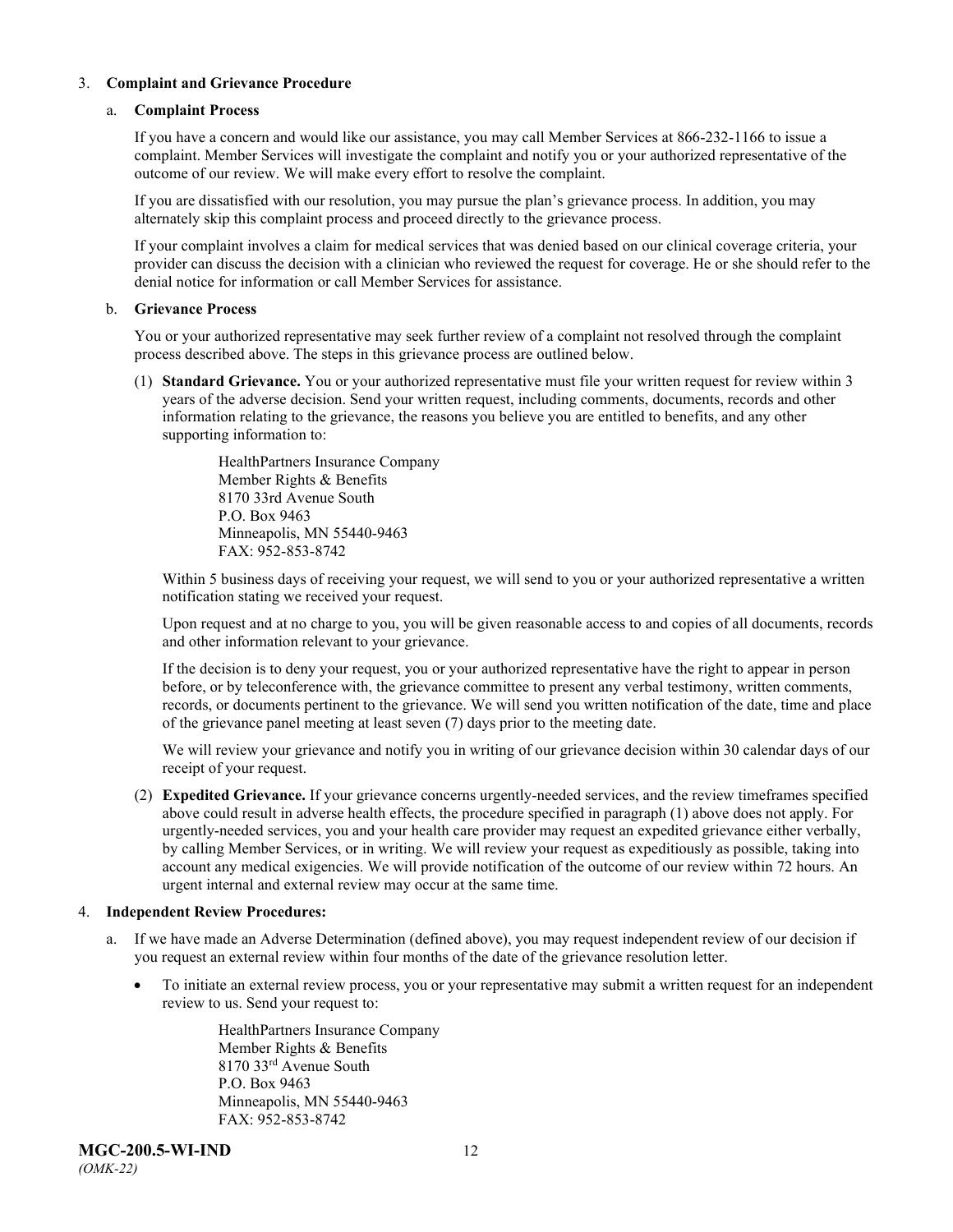3. **Complaint and Grievance Procedure**

   a. **Complaint Process**

      If you have a concern and would like our assistance, you may call Member Services at 866-232-1166 to issue a complaint. Member Services will investigate the complaint and notify you or your authorized representative of the outcome of our review. We will make every effort to resolve the complaint.

      If you are dissatisfied with our resolution, you may pursue the plan's grievance process. In addition, you may alternately skip this complaint process and proceed directly to the grievance process.

      If your complaint involves a claim for medical services that was denied based on our clinical coverage criteria, your provider can discuss the decision with a clinician who reviewed the request for coverage. He or she should refer to the denial notice for information or call Member Services for assistance.

   b. **Grievance Process**

      You or your authorized representative may seek further review of a complaint not resolved through the complaint process described above. The steps in this grievance process are outlined below.

      (1) **Standard Grievance.** You or your authorized representative must file your written request for review within 3 years of the adverse decision. Send your written request, including comments, documents, records and other information relating to the grievance, the reasons you believe you are entitled to benefits, and any other supporting information to:

         HealthPartners Insurance Company
         Member Rights & Benefits
         8170 33rd Avenue South
         P.O. Box 9463
         Minneapolis, MN 55440-9463
         FAX: 952-853-8742

         Within 5 business days of receiving your request, we will send to you or your authorized representative a written notification stating we received your request.

         Upon request and at no charge to you, you will be given reasonable access to and copies of all documents, records and other information relevant to your grievance.

         If the decision is to deny your request, you or your authorized representative have the right to appear in person before, or by teleconference with, the grievance committee to present any verbal testimony, written comments, records, or documents pertinent to the grievance. We will send you written notification of the date, time and place of the grievance panel meeting at least seven (7) days prior to the meeting date.

         We will review your grievance and notify you in writing of our grievance decision within 30 calendar days of our receipt of your request.

      (2) **Expedited Grievance.** If your grievance concerns urgently-needed services, and the review timeframes specified above could result in adverse health effects, the procedure specified in paragraph (1) above does not apply. For urgently-needed services, you and your health care provider may request an expedited grievance either verbally, by calling Member Services, or in writing. We will review your request as expeditiously as possible, taking into account any medical exigencies. We will provide notification of the outcome of our review within 72 hours. An urgent internal and external review may occur at the same time.

4. **Independent Review Procedures:**

   a. If we have made an Adverse Determination (defined above), you may request independent review of our decision if you request an external review within four months of the date of the grievance resolution letter.

      - To initiate an external review process, you or your representative may submit a written request for an independent review to us. Send your request to:

        HealthPartners Insurance Company
        Member Rights & Benefits
        8170 33rd Avenue South
        P.O. Box 9463
        Minneapolis, MN 55440-9463
        FAX: 952-853-8742

**MGC-200.5-WI-IND**
*(OMK-22)*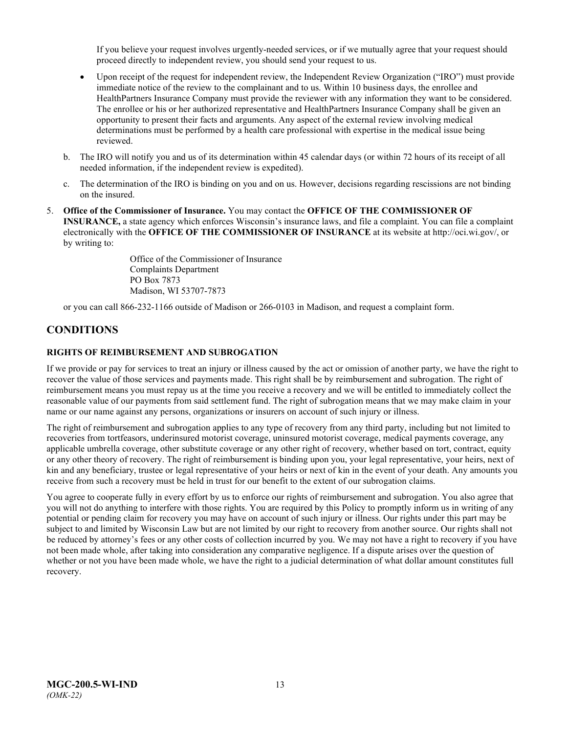If you believe your request involves urgently-needed services, or if we mutually agree that your request should proceed directly to independent review, you should send your request to us.

- Upon receipt of the request for independent review, the Independent Review Organization ("IRO") must provide immediate notice of the review to the complainant and to us. Within 10 business days, the enrollee and HealthPartners Insurance Company must provide the reviewer with any information they want to be considered. The enrollee or his or her authorized representative and HealthPartners Insurance Company shall be given an opportunity to present their facts and arguments. Any aspect of the external review involving medical determinations must be performed by a health care professional with expertise in the medical issue being reviewed.

b. The IRO will notify you and us of its determination within 45 calendar days (or within 72 hours of its receipt of all needed information, if the independent review is expedited).

c. The determination of the IRO is binding on you and on us. However, decisions regarding rescissions are not binding on the insured.

5. **Office of the Commissioner of Insurance.** You may contact the **OFFICE OF THE COMMISSIONER OF INSURANCE,** a state agency which enforces Wisconsin's insurance laws, and file a complaint. You can file a complaint electronically with the **OFFICE OF THE COMMISSIONER OF INSURANCE** at its website at http://oci.wi.gov/, or by writing to:

   Office of the Commissioner of Insurance
   Complaints Department
   PO Box 7873
   Madison, WI 53707-7873

   or you can call 866-232-1166 outside of Madison or 266-0103 in Madison, and request a complaint form.

## CONDITIONS

### RIGHTS OF REIMBURSEMENT AND SUBROGATION

If we provide or pay for services to treat an injury or illness caused by the act or omission of another party, we have the right to recover the value of those services and payments made. This right shall be by reimbursement and subrogation. The right of reimbursement means you must repay us at the time you receive a recovery and we will be entitled to immediately collect the reasonable value of our payments from said settlement fund. The right of subrogation means that we may make claim in your name or our name against any persons, organizations or insurers on account of such injury or illness.

The right of reimbursement and subrogation applies to any type of recovery from any third party, including but not limited to recoveries from tortfeasors, underinsured motorist coverage, uninsured motorist coverage, medical payments coverage, any applicable umbrella coverage, other substitute coverage or any other right of recovery, whether based on tort, contract, equity or any other theory of recovery. The right of reimbursement is binding upon you, your legal representative, your heirs, next of kin and any beneficiary, trustee or legal representative of your heirs or next of kin in the event of your death. Any amounts you receive from such a recovery must be held in trust for our benefit to the extent of our subrogation claims.

You agree to cooperate fully in every effort by us to enforce our rights of reimbursement and subrogation. You also agree that you will not do anything to interfere with those rights. You are required by this Policy to promptly inform us in writing of any potential or pending claim for recovery you may have on account of such injury or illness. Our rights under this part may be subject to and limited by Wisconsin Law but are not limited by our right to recovery from another source. Our rights shall not be reduced by attorney's fees or any other costs of collection incurred by you. We may not have a right to recovery if you have not been made whole, after taking into consideration any comparative negligence. If a dispute arises over the question of whether or not you have been made whole, we have the right to a judicial determination of what dollar amount constitutes full recovery.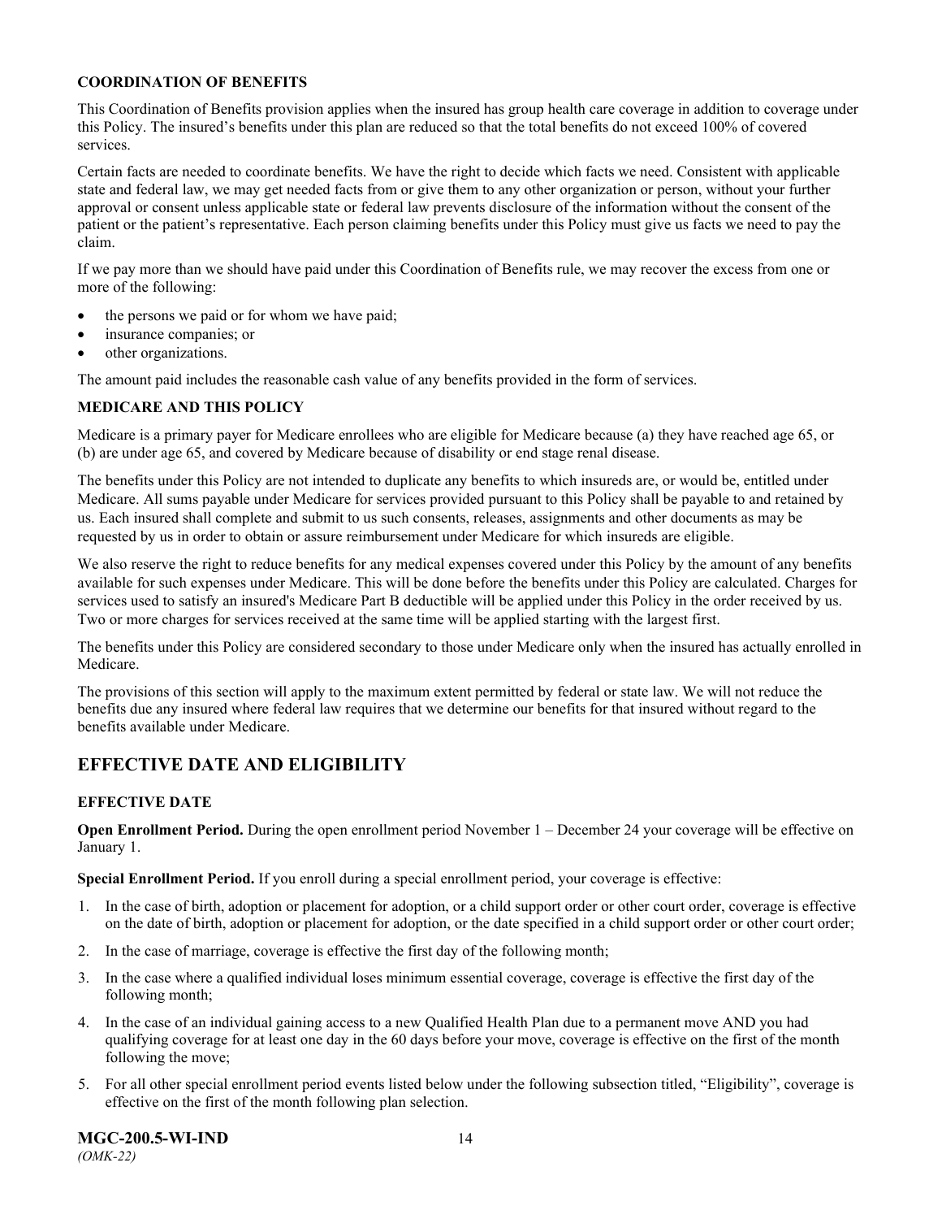### COORDINATION OF BENEFITS

This Coordination of Benefits provision applies when the insured has group health care coverage in addition to coverage under this Policy. The insured's benefits under this plan are reduced so that the total benefits do not exceed 100% of covered services.

Certain facts are needed to coordinate benefits. We have the right to decide which facts we need. Consistent with applicable state and federal law, we may get needed facts from or give them to any other organization or person, without your further approval or consent unless applicable state or federal law prevents disclosure of the information without the consent of the patient or the patient's representative. Each person claiming benefits under this Policy must give us facts we need to pay the claim.

If we pay more than we should have paid under this Coordination of Benefits rule, we may recover the excess from one or more of the following:

- the persons we paid or for whom we have paid;
- insurance companies; or
- other organizations.

The amount paid includes the reasonable cash value of any benefits provided in the form of services.

### MEDICARE AND THIS POLICY

Medicare is a primary payer for Medicare enrollees who are eligible for Medicare because (a) they have reached age 65, or (b) are under age 65, and covered by Medicare because of disability or end stage renal disease.

The benefits under this Policy are not intended to duplicate any benefits to which insureds are, or would be, entitled under Medicare. All sums payable under Medicare for services provided pursuant to this Policy shall be payable to and retained by us. Each insured shall complete and submit to us such consents, releases, assignments and other documents as may be requested by us in order to obtain or assure reimbursement under Medicare for which insureds are eligible.

We also reserve the right to reduce benefits for any medical expenses covered under this Policy by the amount of any benefits available for such expenses under Medicare. This will be done before the benefits under this Policy are calculated. Charges for services used to satisfy an insured's Medicare Part B deductible will be applied under this Policy in the order received by us. Two or more charges for services received at the same time will be applied starting with the largest first.

The benefits under this Policy are considered secondary to those under Medicare only when the insured has actually enrolled in Medicare.

The provisions of this section will apply to the maximum extent permitted by federal or state law. We will not reduce the benefits due any insured where federal law requires that we determine our benefits for that insured without regard to the benefits available under Medicare.

## EFFECTIVE DATE AND ELIGIBILITY

### EFFECTIVE DATE

**Open Enrollment Period.** During the open enrollment period November 1 – December 24 your coverage will be effective on January 1.

**Special Enrollment Period.** If you enroll during a special enrollment period, your coverage is effective:

1. In the case of birth, adoption or placement for adoption, or a child support order or other court order, coverage is effective on the date of birth, adoption or placement for adoption, or the date specified in a child support order or other court order;
2. In the case of marriage, coverage is effective the first day of the following month;
3. In the case where a qualified individual loses minimum essential coverage, coverage is effective the first day of the following month;
4. In the case of an individual gaining access to a new Qualified Health Plan due to a permanent move AND you had qualifying coverage for at least one day in the 60 days before your move, coverage is effective on the first of the month following the move;
5. For all other special enrollment period events listed below under the following subsection titled, "Eligibility", coverage is effective on the first of the month following plan selection.

**MGC-200.5-WI-IND**
*(OMK-22)*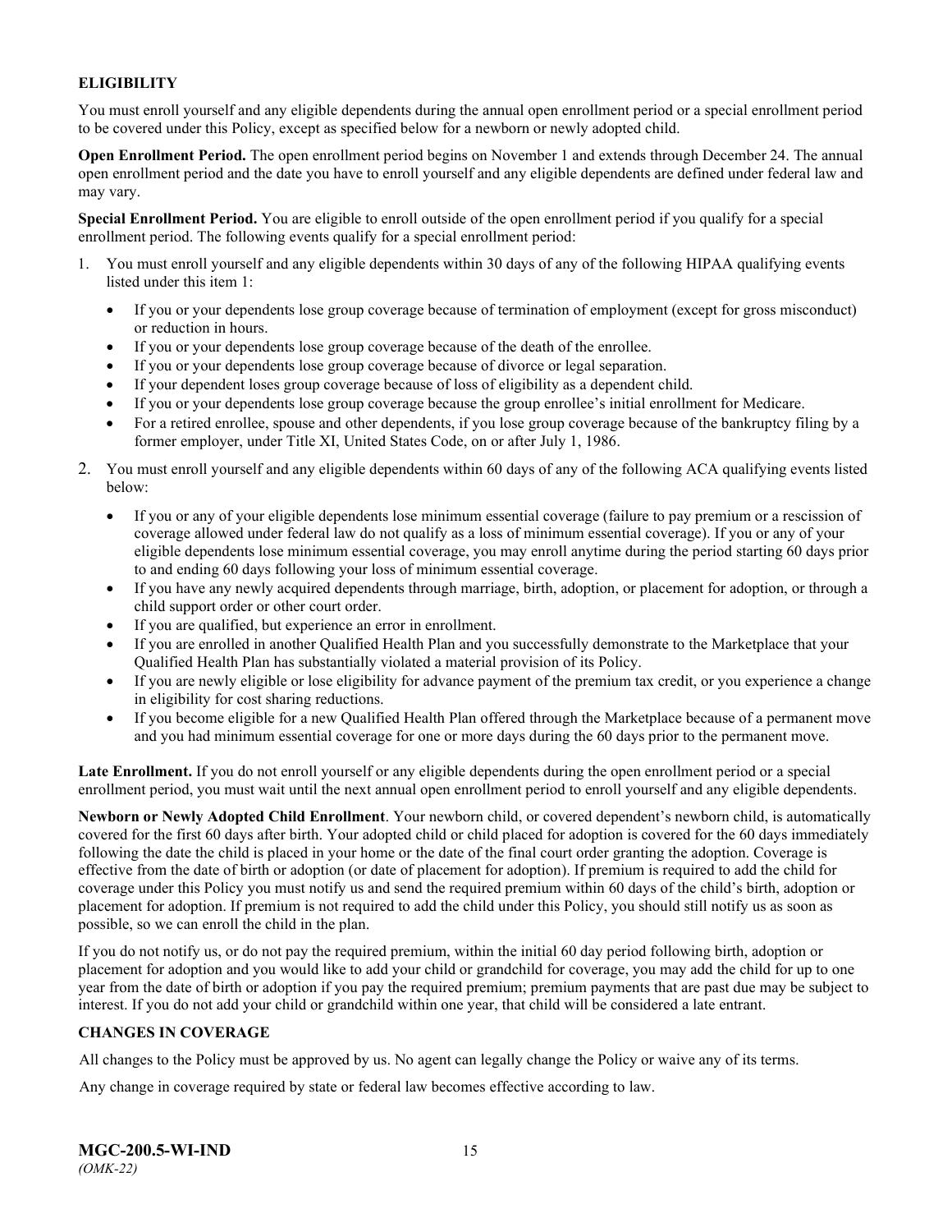## ELIGIBILITY

You must enroll yourself and any eligible dependents during the annual open enrollment period or a special enrollment period to be covered under this Policy, except as specified below for a newborn or newly adopted child.

**Open Enrollment Period.** The open enrollment period begins on November 1 and extends through December 24. The annual open enrollment period and the date you have to enroll yourself and any eligible dependents are defined under federal law and may vary.

**Special Enrollment Period.** You are eligible to enroll outside of the open enrollment period if you qualify for a special enrollment period. The following events qualify for a special enrollment period:

1. You must enroll yourself and any eligible dependents within 30 days of any of the following HIPAA qualifying events listed under this item 1:
   - If you or your dependents lose group coverage because of termination of employment (except for gross misconduct) or reduction in hours.
   - If you or your dependents lose group coverage because of the death of the enrollee.
   - If you or your dependents lose group coverage because of divorce or legal separation.
   - If your dependent loses group coverage because of loss of eligibility as a dependent child.
   - If you or your dependents lose group coverage because the group enrollee's initial enrollment for Medicare.
   - For a retired enrollee, spouse and other dependents, if you lose group coverage because of the bankruptcy filing by a former employer, under Title XI, United States Code, on or after July 1, 1986.
2. You must enroll yourself and any eligible dependents within 60 days of any of the following ACA qualifying events listed below:
   - If you or any of your eligible dependents lose minimum essential coverage (failure to pay premium or a rescission of coverage allowed under federal law do not qualify as a loss of minimum essential coverage). If you or any of your eligible dependents lose minimum essential coverage, you may enroll anytime during the period starting 60 days prior to and ending 60 days following your loss of minimum essential coverage.
   - If you have any newly acquired dependents through marriage, birth, adoption, or placement for adoption, or through a child support order or other court order.
   - If you are qualified, but experience an error in enrollment.
   - If you are enrolled in another Qualified Health Plan and you successfully demonstrate to the Marketplace that your Qualified Health Plan has substantially violated a material provision of its Policy.
   - If you are newly eligible or lose eligibility for advance payment of the premium tax credit, or you experience a change in eligibility for cost sharing reductions.
   - If you become eligible for a new Qualified Health Plan offered through the Marketplace because of a permanent move and you had minimum essential coverage for one or more days during the 60 days prior to the permanent move.

**Late Enrollment.** If you do not enroll yourself or any eligible dependents during the open enrollment period or a special enrollment period, you must wait until the next annual open enrollment period to enroll yourself and any eligible dependents.

**Newborn or Newly Adopted Child Enrollment**. Your newborn child, or covered dependent's newborn child, is automatically covered for the first 60 days after birth. Your adopted child or child placed for adoption is covered for the 60 days immediately following the date the child is placed in your home or the date of the final court order granting the adoption. Coverage is effective from the date of birth or adoption (or date of placement for adoption). If premium is required to add the child for coverage under this Policy you must notify us and send the required premium within 60 days of the child's birth, adoption or placement for adoption. If premium is not required to add the child under this Policy, you should still notify us as soon as possible, so we can enroll the child in the plan.

If you do not notify us, or do not pay the required premium, within the initial 60 day period following birth, adoption or placement for adoption and you would like to add your child or grandchild for coverage, you may add the child for up to one year from the date of birth or adoption if you pay the required premium; premium payments that are past due may be subject to interest. If you do not add your child or grandchild within one year, that child will be considered a late entrant.

## CHANGES IN COVERAGE

All changes to the Policy must be approved by us. No agent can legally change the Policy or waive any of its terms.

Any change in coverage required by state or federal law becomes effective according to law.

**MGC-200.5-WI-IND**
*(OMK-22)*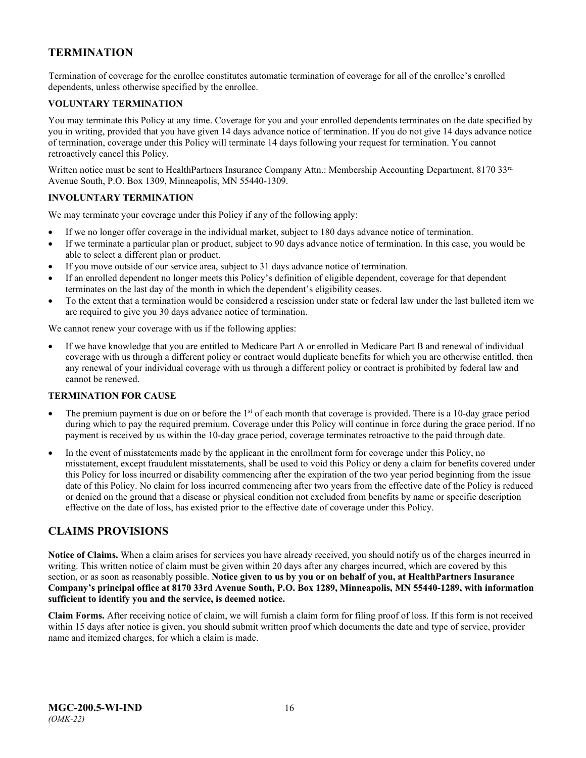## TERMINATION

Termination of coverage for the enrollee constitutes automatic termination of coverage for all of the enrollee's enrolled dependents, unless otherwise specified by the enrollee.

### VOLUNTARY TERMINATION

You may terminate this Policy at any time. Coverage for you and your enrolled dependents terminates on the date specified by you in writing, provided that you have given 14 days advance notice of termination. If you do not give 14 days advance notice of termination, coverage under this Policy will terminate 14 days following your request for termination. You cannot retroactively cancel this Policy.

Written notice must be sent to HealthPartners Insurance Company Attn.: Membership Accounting Department, 8170 33rd Avenue South, P.O. Box 1309, Minneapolis, MN 55440-1309.

### INVOLUNTARY TERMINATION

We may terminate your coverage under this Policy if any of the following apply:

- If we no longer offer coverage in the individual market, subject to 180 days advance notice of termination.
- If we terminate a particular plan or product, subject to 90 days advance notice of termination. In this case, you would be able to select a different plan or product.
- If you move outside of our service area, subject to 31 days advance notice of termination.
- If an enrolled dependent no longer meets this Policy's definition of eligible dependent, coverage for that dependent terminates on the last day of the month in which the dependent's eligibility ceases.
- To the extent that a termination would be considered a rescission under state or federal law under the last bulleted item we are required to give you 30 days advance notice of termination.

We cannot renew your coverage with us if the following applies:

- If we have knowledge that you are entitled to Medicare Part A or enrolled in Medicare Part B and renewal of individual coverage with us through a different policy or contract would duplicate benefits for which you are otherwise entitled, then any renewal of your individual coverage with us through a different policy or contract is prohibited by federal law and cannot be renewed.

### TERMINATION FOR CAUSE

- The premium payment is due on or before the 1st of each month that coverage is provided. There is a 10-day grace period during which to pay the required premium. Coverage under this Policy will continue in force during the grace period. If no payment is received by us within the 10-day grace period, coverage terminates retroactive to the paid through date.
- In the event of misstatements made by the applicant in the enrollment form for coverage under this Policy, no misstatement, except fraudulent misstatements, shall be used to void this Policy or deny a claim for benefits covered under this Policy for loss incurred or disability commencing after the expiration of the two year period beginning from the issue date of this Policy. No claim for loss incurred commencing after two years from the effective date of the Policy is reduced or denied on the ground that a disease or physical condition not excluded from benefits by name or specific description effective on the date of loss, has existed prior to the effective date of coverage under this Policy.

## CLAIMS PROVISIONS

**Notice of Claims.** When a claim arises for services you have already received, you should notify us of the charges incurred in writing. This written notice of claim must be given within 20 days after any charges incurred, which are covered by this section, or as soon as reasonably possible. **Notice given to us by you or on behalf of you, at HealthPartners Insurance Company's principal office at 8170 33rd Avenue South, P.O. Box 1289, Minneapolis, MN 55440-1289, with information sufficient to identify you and the service, is deemed notice.**

**Claim Forms.** After receiving notice of claim, we will furnish a claim form for filing proof of loss. If this form is not received within 15 days after notice is given, you should submit written proof which documents the date and type of service, provider name and itemized charges, for which a claim is made.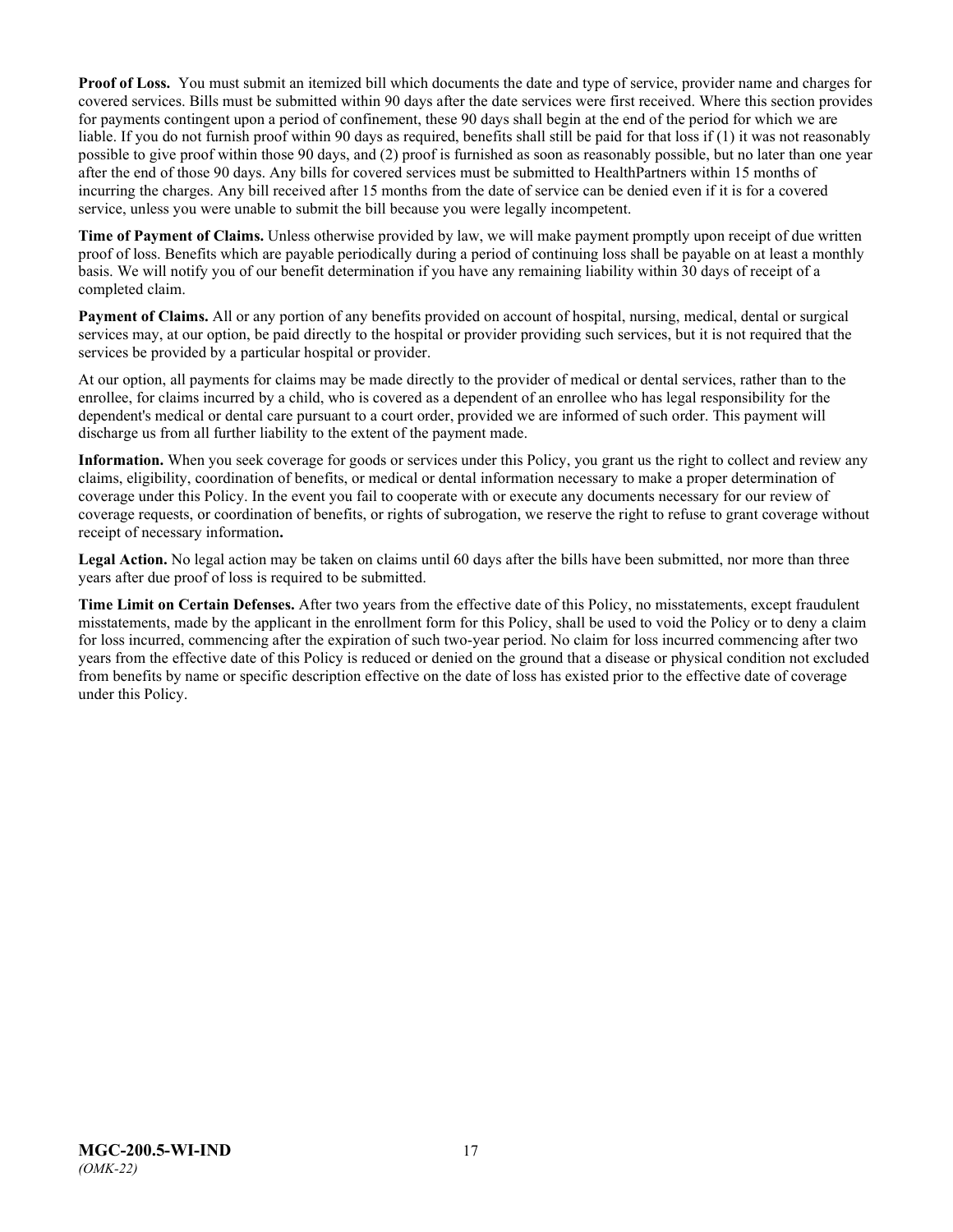**Proof of Loss.** You must submit an itemized bill which documents the date and type of service, provider name and charges for covered services. Bills must be submitted within 90 days after the date services were first received. Where this section provides for payments contingent upon a period of confinement, these 90 days shall begin at the end of the period for which we are liable. If you do not furnish proof within 90 days as required, benefits shall still be paid for that loss if (1) it was not reasonably possible to give proof within those 90 days, and (2) proof is furnished as soon as reasonably possible, but no later than one year after the end of those 90 days. Any bills for covered services must be submitted to HealthPartners within 15 months of incurring the charges. Any bill received after 15 months from the date of service can be denied even if it is for a covered service, unless you were unable to submit the bill because you were legally incompetent.

**Time of Payment of Claims.** Unless otherwise provided by law, we will make payment promptly upon receipt of due written proof of loss. Benefits which are payable periodically during a period of continuing loss shall be payable on at least a monthly basis. We will notify you of our benefit determination if you have any remaining liability within 30 days of receipt of a completed claim.

**Payment of Claims.** All or any portion of any benefits provided on account of hospital, nursing, medical, dental or surgical services may, at our option, be paid directly to the hospital or provider providing such services, but it is not required that the services be provided by a particular hospital or provider.

At our option, all payments for claims may be made directly to the provider of medical or dental services, rather than to the enrollee, for claims incurred by a child, who is covered as a dependent of an enrollee who has legal responsibility for the dependent's medical or dental care pursuant to a court order, provided we are informed of such order. This payment will discharge us from all further liability to the extent of the payment made.

**Information.** When you seek coverage for goods or services under this Policy, you grant us the right to collect and review any claims, eligibility, coordination of benefits, or medical or dental information necessary to make a proper determination of coverage under this Policy. In the event you fail to cooperate with or execute any documents necessary for our review of coverage requests, or coordination of benefits, or rights of subrogation, we reserve the right to refuse to grant coverage without receipt of necessary information**.**

**Legal Action.** No legal action may be taken on claims until 60 days after the bills have been submitted, nor more than three years after due proof of loss is required to be submitted.

**Time Limit on Certain Defenses.** After two years from the effective date of this Policy, no misstatements, except fraudulent misstatements, made by the applicant in the enrollment form for this Policy, shall be used to void the Policy or to deny a claim for loss incurred, commencing after the expiration of such two-year period. No claim for loss incurred commencing after two years from the effective date of this Policy is reduced or denied on the ground that a disease or physical condition not excluded from benefits by name or specific description effective on the date of loss has existed prior to the effective date of coverage under this Policy.